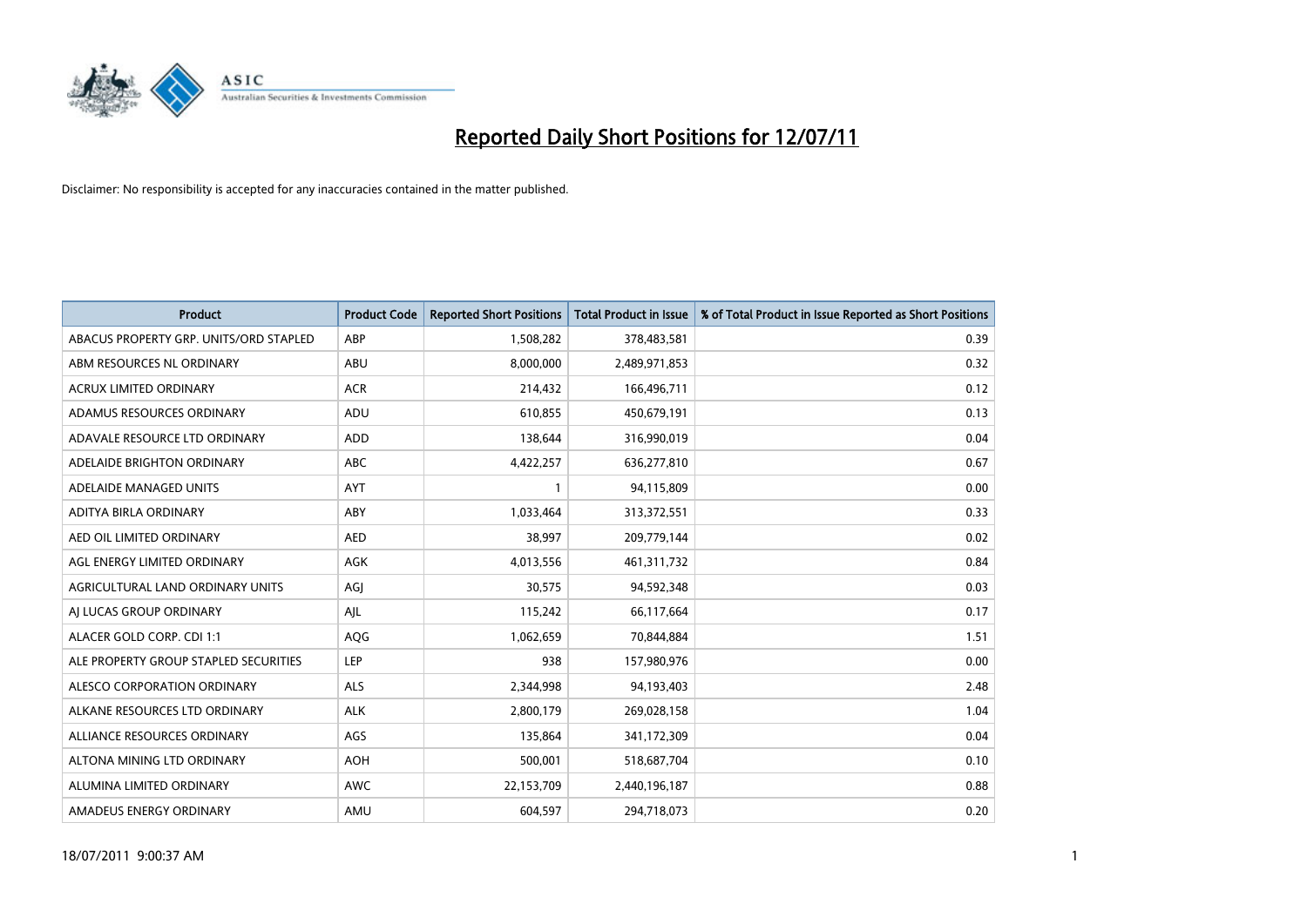# Reported Daily Short Positions for 12/07/11

Disclaimer: No responsibility is accepted for any inaccuracies contained in the matter published.

| Product | Product Code | Reported Short Positions | Total Product in Issue | % of Total Product in Issue Reported as Short Positions |
|---|---|---|---|---|
| ABACUS PROPERTY GRP. UNITS/ORD STAPLED | ABP | 1,508,282 | 378,483,581 | 0.39 |
| ABM RESOURCES NL ORDINARY | ABU | 8,000,000 | 2,489,971,853 | 0.32 |
| ACRUX LIMITED ORDINARY | ACR | 214,432 | 166,496,711 | 0.12 |
| ADAMUS RESOURCES ORDINARY | ADU | 610,855 | 450,679,191 | 0.13 |
| ADAVALE RESOURCE LTD ORDINARY | ADD | 138,644 | 316,990,019 | 0.04 |
| ADELAIDE BRIGHTON ORDINARY | ABC | 4,422,257 | 636,277,810 | 0.67 |
| ADELAIDE MANAGED UNITS | AYT | 1 | 94,115,809 | 0.00 |
| ADITYA BIRLA ORDINARY | ABY | 1,033,464 | 313,372,551 | 0.33 |
| AED OIL LIMITED ORDINARY | AED | 38,997 | 209,779,144 | 0.02 |
| AGL ENERGY LIMITED ORDINARY | AGK | 4,013,556 | 461,311,732 | 0.84 |
| AGRICULTURAL LAND ORDINARY UNITS | AGJ | 30,575 | 94,592,348 | 0.03 |
| AJ LUCAS GROUP ORDINARY | AJL | 115,242 | 66,117,664 | 0.17 |
| ALACER GOLD CORP. CDI 1:1 | AQG | 1,062,659 | 70,844,884 | 1.51 |
| ALE PROPERTY GROUP STAPLED SECURITIES | LEP | 938 | 157,980,976 | 0.00 |
| ALESCO CORPORATION ORDINARY | ALS | 2,344,998 | 94,193,403 | 2.48 |
| ALKANE RESOURCES LTD ORDINARY | ALK | 2,800,179 | 269,028,158 | 1.04 |
| ALLIANCE RESOURCES ORDINARY | AGS | 135,864 | 341,172,309 | 0.04 |
| ALTONA MINING LTD ORDINARY | AOH | 500,001 | 518,687,704 | 0.10 |
| ALUMINA LIMITED ORDINARY | AWC | 22,153,709 | 2,440,196,187 | 0.88 |
| AMADEUS ENERGY ORDINARY | AMU | 604,597 | 294,718,073 | 0.20 |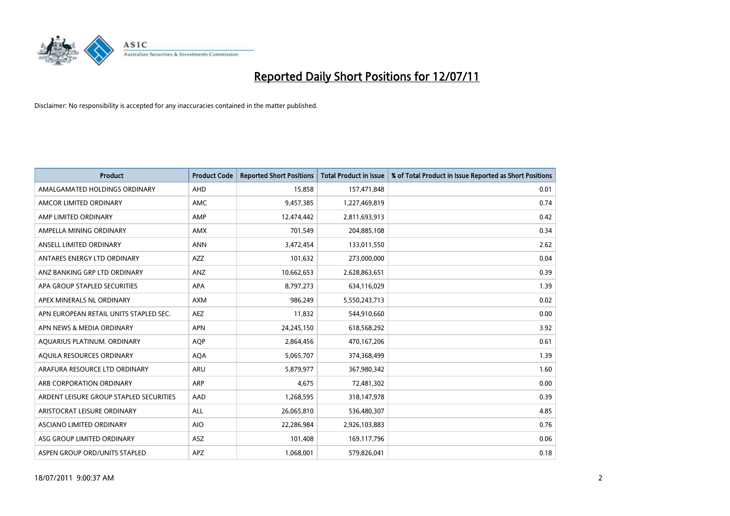# Reported Daily Short Positions for 12/07/11

Disclaimer: No responsibility is accepted for any inaccuracies contained in the matter published.

| Product | Product Code | Reported Short Positions | Total Product in Issue | % of Total Product in Issue Reported as Short Positions |
|---|---|---|---|---|
| AMALGAMATED HOLDINGS ORDINARY | AHD | 15,858 | 157,471,848 | 0.01 |
| AMCOR LIMITED ORDINARY | AMC | 9,457,385 | 1,227,469,819 | 0.74 |
| AMP LIMITED ORDINARY | AMP | 12,474,442 | 2,811,693,913 | 0.42 |
| AMPELLA MINING ORDINARY | AMX | 701,549 | 204,885,108 | 0.34 |
| ANSELL LIMITED ORDINARY | ANN | 3,472,454 | 133,011,550 | 2.62 |
| ANTARES ENERGY LTD ORDINARY | AZZ | 101,632 | 273,000,000 | 0.04 |
| ANZ BANKING GRP LTD ORDINARY | ANZ | 10,662,653 | 2,628,863,651 | 0.39 |
| APA GROUP STAPLED SECURITIES | APA | 8,797,273 | 634,116,029 | 1.39 |
| APEX MINERALS NL ORDINARY | AXM | 986,249 | 5,550,243,713 | 0.02 |
| APN EUROPEAN RETAIL UNITS STAPLED SEC. | AEZ | 11,832 | 544,910,660 | 0.00 |
| APN NEWS & MEDIA ORDINARY | APN | 24,245,150 | 618,568,292 | 3.92 |
| AQUARIUS PLATINUM. ORDINARY | AQP | 2,864,456 | 470,167,206 | 0.61 |
| AQUILA RESOURCES ORDINARY | AQA | 5,065,707 | 374,368,499 | 1.39 |
| ARAFURA RESOURCE LTD ORDINARY | ARU | 5,879,977 | 367,980,342 | 1.60 |
| ARB CORPORATION ORDINARY | ARP | 4,675 | 72,481,302 | 0.00 |
| ARDENT LEISURE GROUP STAPLED SECURITIES | AAD | 1,268,595 | 318,147,978 | 0.39 |
| ARISTOCRAT LEISURE ORDINARY | ALL | 26,065,810 | 536,480,307 | 4.85 |
| ASCIANO LIMITED ORDINARY | AIO | 22,286,984 | 2,926,103,883 | 0.76 |
| ASG GROUP LIMITED ORDINARY | ASZ | 101,408 | 169,117,796 | 0.06 |
| ASPEN GROUP ORD/UNITS STAPLED | APZ | 1,068,001 | 579,826,041 | 0.18 |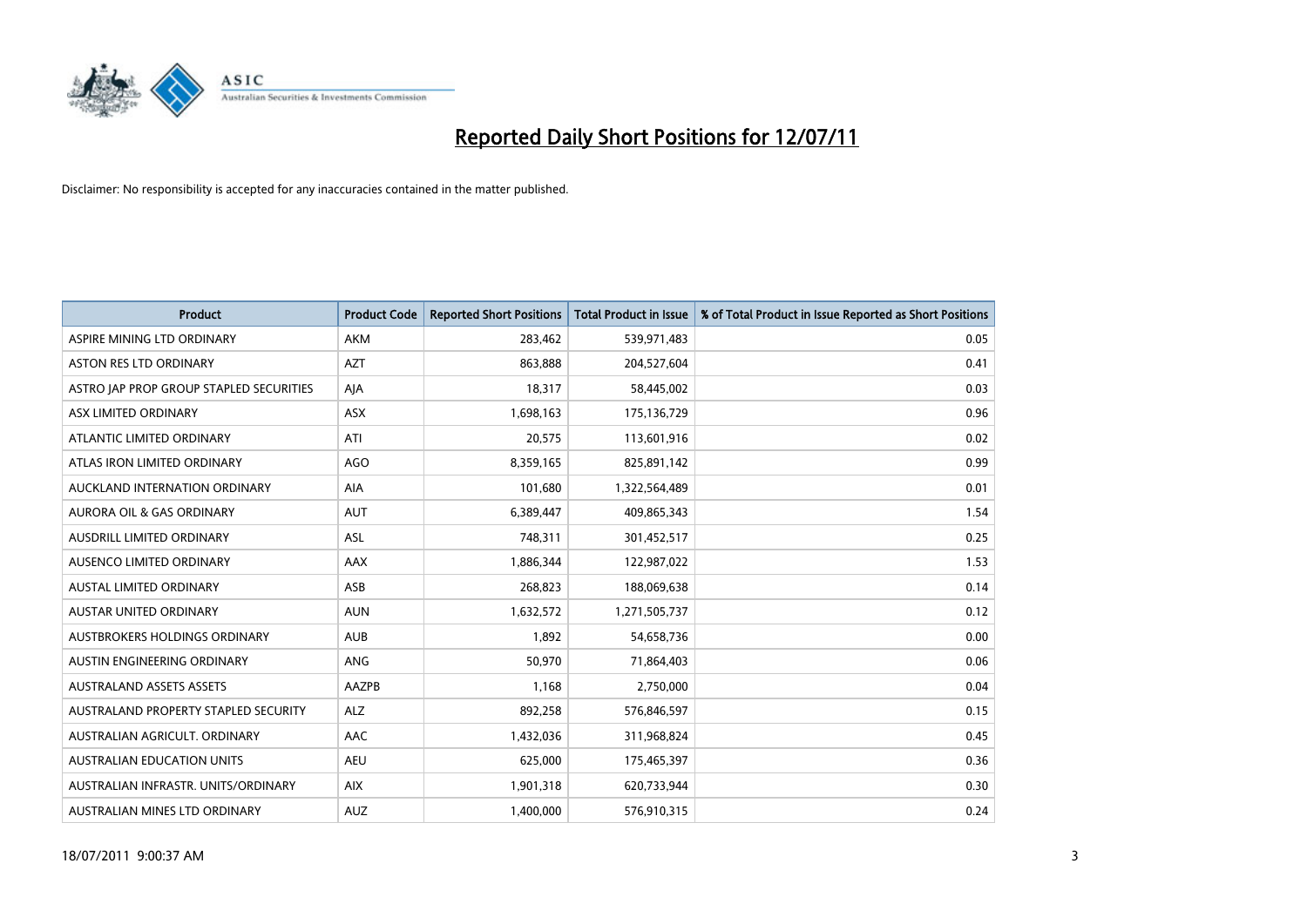# Reported Daily Short Positions for 12/07/11

Disclaimer: No responsibility is accepted for any inaccuracies contained in the matter published.

| Product | Product Code | Reported Short Positions | Total Product in Issue | % of Total Product in Issue Reported as Short Positions |
|---|---|---|---|---|
| ASPIRE MINING LTD ORDINARY | AKM | 283,462 | 539,971,483 | 0.05 |
| ASTON RES LTD ORDINARY | AZT | 863,888 | 204,527,604 | 0.41 |
| ASTRO JAP PROP GROUP STAPLED SECURITIES | AJA | 18,317 | 58,445,002 | 0.03 |
| ASX LIMITED ORDINARY | ASX | 1,698,163 | 175,136,729 | 0.96 |
| ATLANTIC LIMITED ORDINARY | ATI | 20,575 | 113,601,916 | 0.02 |
| ATLAS IRON LIMITED ORDINARY | AGO | 8,359,165 | 825,891,142 | 0.99 |
| AUCKLAND INTERNATION ORDINARY | AIA | 101,680 | 1,322,564,489 | 0.01 |
| AURORA OIL & GAS ORDINARY | AUT | 6,389,447 | 409,865,343 | 1.54 |
| AUSDRILL LIMITED ORDINARY | ASL | 748,311 | 301,452,517 | 0.25 |
| AUSENCO LIMITED ORDINARY | AAX | 1,886,344 | 122,987,022 | 1.53 |
| AUSTAL LIMITED ORDINARY | ASB | 268,823 | 188,069,638 | 0.14 |
| AUSTAR UNITED ORDINARY | AUN | 1,632,572 | 1,271,505,737 | 0.12 |
| AUSTBROKERS HOLDINGS ORDINARY | AUB | 1,892 | 54,658,736 | 0.00 |
| AUSTIN ENGINEERING ORDINARY | ANG | 50,970 | 71,864,403 | 0.06 |
| AUSTRALAND ASSETS ASSETS | AAZPB | 1,168 | 2,750,000 | 0.04 |
| AUSTRALAND PROPERTY STAPLED SECURITY | ALZ | 892,258 | 576,846,597 | 0.15 |
| AUSTRALIAN AGRICULT. ORDINARY | AAC | 1,432,036 | 311,968,824 | 0.45 |
| AUSTRALIAN EDUCATION UNITS | AEU | 625,000 | 175,465,397 | 0.36 |
| AUSTRALIAN INFRASTR. UNITS/ORDINARY | AIX | 1,901,318 | 620,733,944 | 0.30 |
| AUSTRALIAN MINES LTD ORDINARY | AUZ | 1,400,000 | 576,910,315 | 0.24 |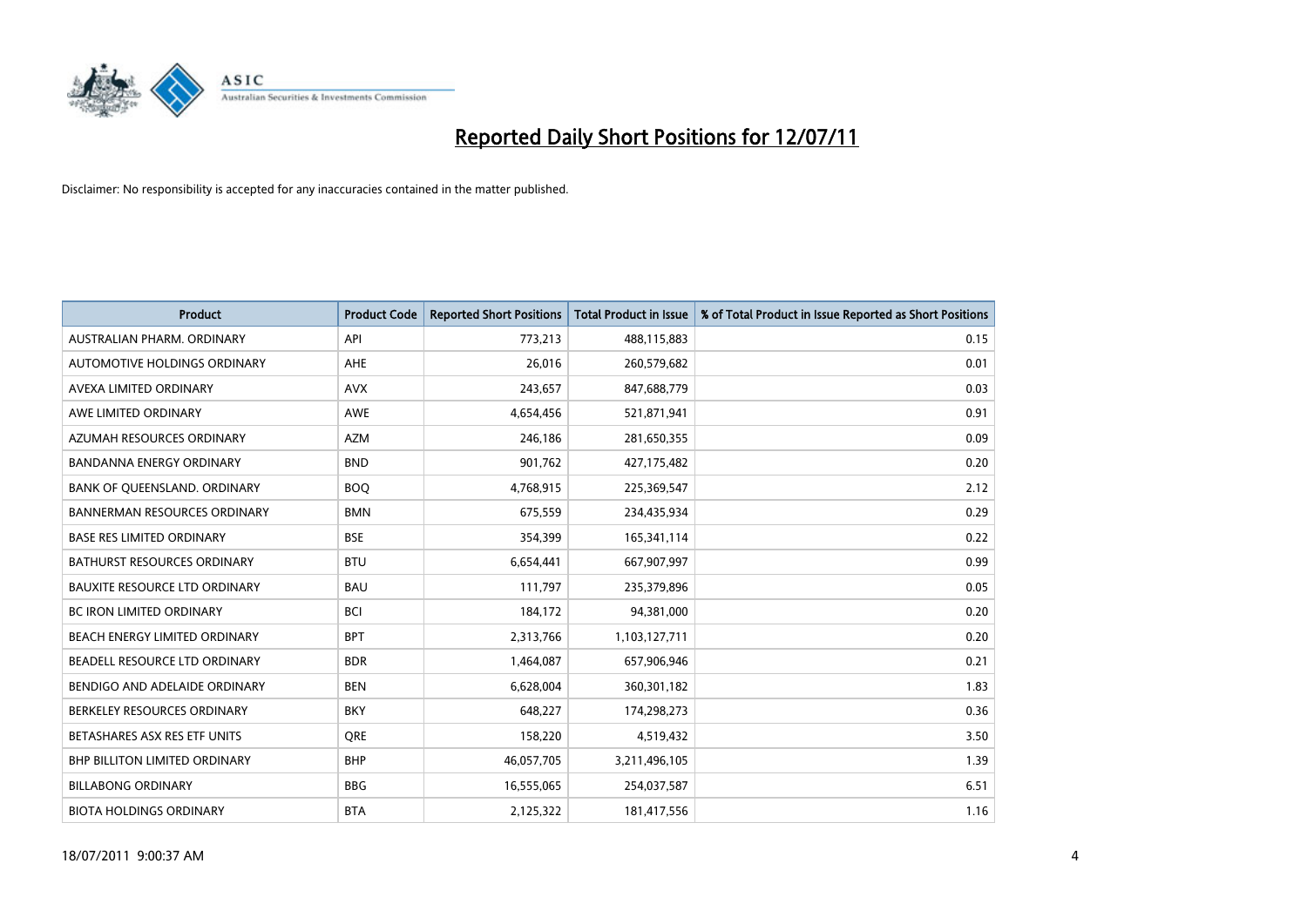# Reported Daily Short Positions for 12/07/11

Disclaimer: No responsibility is accepted for any inaccuracies contained in the matter published.

| Product | Product Code | Reported Short Positions | Total Product in Issue | % of Total Product in Issue Reported as Short Positions |
|---|---|---|---|---|
| AUSTRALIAN PHARM. ORDINARY | API | 773,213 | 488,115,883 | 0.15 |
| AUTOMOTIVE HOLDINGS ORDINARY | AHE | 26,016 | 260,579,682 | 0.01 |
| AVEXA LIMITED ORDINARY | AVX | 243,657 | 847,688,779 | 0.03 |
| AWE LIMITED ORDINARY | AWE | 4,654,456 | 521,871,941 | 0.91 |
| AZUMAH RESOURCES ORDINARY | AZM | 246,186 | 281,650,355 | 0.09 |
| BANDANNA ENERGY ORDINARY | BND | 901,762 | 427,175,482 | 0.20 |
| BANK OF QUEENSLAND. ORDINARY | BOQ | 4,768,915 | 225,369,547 | 2.12 |
| BANNERMAN RESOURCES ORDINARY | BMN | 675,559 | 234,435,934 | 0.29 |
| BASE RES LIMITED ORDINARY | BSE | 354,399 | 165,341,114 | 0.22 |
| BATHURST RESOURCES ORDINARY | BTU | 6,654,441 | 667,907,997 | 0.99 |
| BAUXITE RESOURCE LTD ORDINARY | BAU | 111,797 | 235,379,896 | 0.05 |
| BC IRON LIMITED ORDINARY | BCI | 184,172 | 94,381,000 | 0.20 |
| BEACH ENERGY LIMITED ORDINARY | BPT | 2,313,766 | 1,103,127,711 | 0.20 |
| BEADELL RESOURCE LTD ORDINARY | BDR | 1,464,087 | 657,906,946 | 0.21 |
| BENDIGO AND ADELAIDE ORDINARY | BEN | 6,628,004 | 360,301,182 | 1.83 |
| BERKELEY RESOURCES ORDINARY | BKY | 648,227 | 174,298,273 | 0.36 |
| BETASHARES ASX RES ETF UNITS | QRE | 158,220 | 4,519,432 | 3.50 |
| BHP BILLITON LIMITED ORDINARY | BHP | 46,057,705 | 3,211,496,105 | 1.39 |
| BILLABONG ORDINARY | BBG | 16,555,065 | 254,037,587 | 6.51 |
| BIOTA HOLDINGS ORDINARY | BTA | 2,125,322 | 181,417,556 | 1.16 |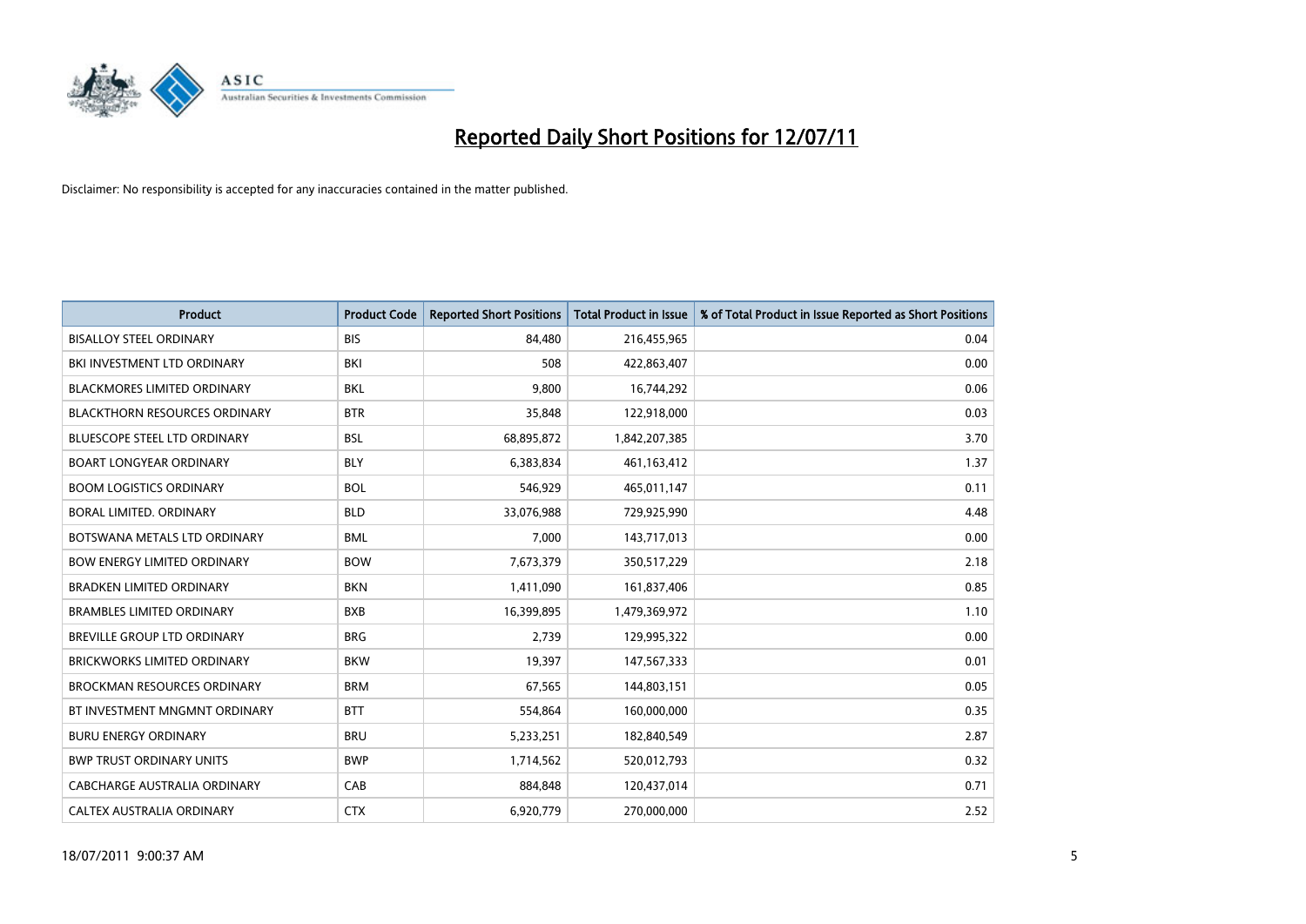# Reported Daily Short Positions for 12/07/11

Disclaimer: No responsibility is accepted for any inaccuracies contained in the matter published.

| Product | Product Code | Reported Short Positions | Total Product in Issue | % of Total Product in Issue Reported as Short Positions |
|---|---|---|---|---|
| BISALLOY STEEL ORDINARY | BIS | 84,480 | 216,455,965 | 0.04 |
| BKI INVESTMENT LTD ORDINARY | BKI | 508 | 422,863,407 | 0.00 |
| BLACKMORES LIMITED ORDINARY | BKL | 9,800 | 16,744,292 | 0.06 |
| BLACKTHORN RESOURCES ORDINARY | BTR | 35,848 | 122,918,000 | 0.03 |
| BLUESCOPE STEEL LTD ORDINARY | BSL | 68,895,872 | 1,842,207,385 | 3.70 |
| BOART LONGYEAR ORDINARY | BLY | 6,383,834 | 461,163,412 | 1.37 |
| BOOM LOGISTICS ORDINARY | BOL | 546,929 | 465,011,147 | 0.11 |
| BORAL LIMITED. ORDINARY | BLD | 33,076,988 | 729,925,990 | 4.48 |
| BOTSWANA METALS LTD ORDINARY | BML | 7,000 | 143,717,013 | 0.00 |
| BOW ENERGY LIMITED ORDINARY | BOW | 7,673,379 | 350,517,229 | 2.18 |
| BRADKEN LIMITED ORDINARY | BKN | 1,411,090 | 161,837,406 | 0.85 |
| BRAMBLES LIMITED ORDINARY | BXB | 16,399,895 | 1,479,369,972 | 1.10 |
| BREVILLE GROUP LTD ORDINARY | BRG | 2,739 | 129,995,322 | 0.00 |
| BRICKWORKS LIMITED ORDINARY | BKW | 19,397 | 147,567,333 | 0.01 |
| BROCKMAN RESOURCES ORDINARY | BRM | 67,565 | 144,803,151 | 0.05 |
| BT INVESTMENT MNGMNT ORDINARY | BTT | 554,864 | 160,000,000 | 0.35 |
| BURU ENERGY ORDINARY | BRU | 5,233,251 | 182,840,549 | 2.87 |
| BWP TRUST ORDINARY UNITS | BWP | 1,714,562 | 520,012,793 | 0.32 |
| CABCHARGE AUSTRALIA ORDINARY | CAB | 884,848 | 120,437,014 | 0.71 |
| CALTEX AUSTRALIA ORDINARY | CTX | 6,920,779 | 270,000,000 | 2.52 |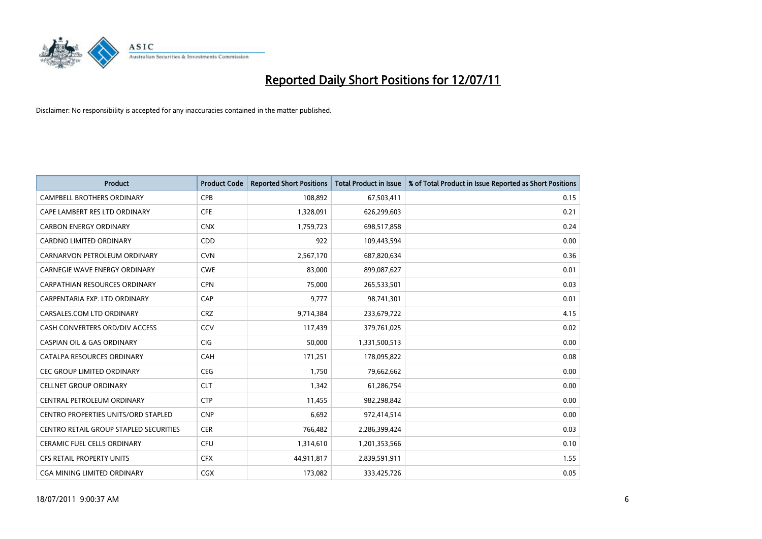# Reported Daily Short Positions for 12/07/11

Disclaimer: No responsibility is accepted for any inaccuracies contained in the matter published.

| Product | Product Code | Reported Short Positions | Total Product in Issue | % of Total Product in Issue Reported as Short Positions |
|---|---|---|---|---|
| CAMPBELL BROTHERS ORDINARY | CPB | 108,892 | 67,503,411 | 0.15 |
| CAPE LAMBERT RES LTD ORDINARY | CFE | 1,328,091 | 626,299,603 | 0.21 |
| CARBON ENERGY ORDINARY | CNX | 1,759,723 | 698,517,858 | 0.24 |
| CARDNO LIMITED ORDINARY | CDD | 922 | 109,443,594 | 0.00 |
| CARNARVON PETROLEUM ORDINARY | CVN | 2,567,170 | 687,820,634 | 0.36 |
| CARNEGIE WAVE ENERGY ORDINARY | CWE | 83,000 | 899,087,627 | 0.01 |
| CARPATHIAN RESOURCES ORDINARY | CPN | 75,000 | 265,533,501 | 0.03 |
| CARPENTARIA EXP. LTD ORDINARY | CAP | 9,777 | 98,741,301 | 0.01 |
| CARSALES.COM LTD ORDINARY | CRZ | 9,714,384 | 233,679,722 | 4.15 |
| CASH CONVERTERS ORD/DIV ACCESS | CCV | 117,439 | 379,761,025 | 0.02 |
| CASPIAN OIL & GAS ORDINARY | CIG | 50,000 | 1,331,500,513 | 0.00 |
| CATALPA RESOURCES ORDINARY | CAH | 171,251 | 178,095,822 | 0.08 |
| CEC GROUP LIMITED ORDINARY | CEG | 1,750 | 79,662,662 | 0.00 |
| CELLNET GROUP ORDINARY | CLT | 1,342 | 61,286,754 | 0.00 |
| CENTRAL PETROLEUM ORDINARY | CTP | 11,455 | 982,298,842 | 0.00 |
| CENTRO PROPERTIES UNITS/ORD STAPLED | CNP | 6,692 | 972,414,514 | 0.00 |
| CENTRO RETAIL GROUP STAPLED SECURITIES | CER | 766,482 | 2,286,399,424 | 0.03 |
| CERAMIC FUEL CELLS ORDINARY | CFU | 1,314,610 | 1,201,353,566 | 0.10 |
| CFS RETAIL PROPERTY UNITS | CFX | 44,911,817 | 2,839,591,911 | 1.55 |
| CGA MINING LIMITED ORDINARY | CGX | 173,082 | 333,425,726 | 0.05 |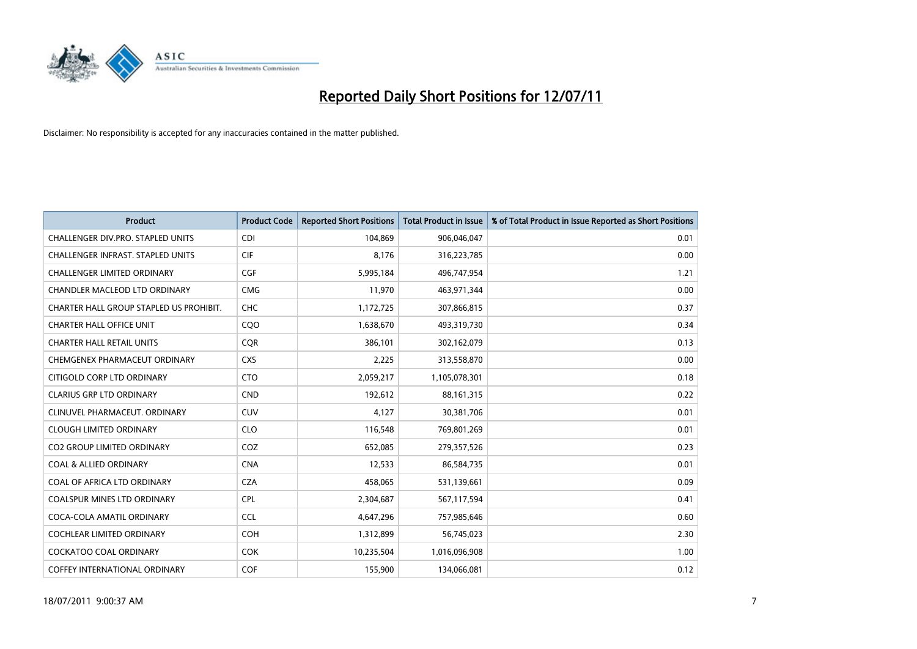# Reported Daily Short Positions for 12/07/11

Disclaimer: No responsibility is accepted for any inaccuracies contained in the matter published.

| Product | Product Code | Reported Short Positions | Total Product in Issue | % of Total Product in Issue Reported as Short Positions |
|---|---|---|---|---|
| CHALLENGER DIV.PRO. STAPLED UNITS | CDI | 104,869 | 906,046,047 | 0.01 |
| CHALLENGER INFRAST. STAPLED UNITS | CIF | 8,176 | 316,223,785 | 0.00 |
| CHALLENGER LIMITED ORDINARY | CGF | 5,995,184 | 496,747,954 | 1.21 |
| CHANDLER MACLEOD LTD ORDINARY | CMG | 11,970 | 463,971,344 | 0.00 |
| CHARTER HALL GROUP STAPLED US PROHIBIT. | CHC | 1,172,725 | 307,866,815 | 0.37 |
| CHARTER HALL OFFICE UNIT | CQO | 1,638,670 | 493,319,730 | 0.34 |
| CHARTER HALL RETAIL UNITS | CQR | 386,101 | 302,162,079 | 0.13 |
| CHEMGENEX PHARMACEUT ORDINARY | CXS | 2,225 | 313,558,870 | 0.00 |
| CITIGOLD CORP LTD ORDINARY | CTO | 2,059,217 | 1,105,078,301 | 0.18 |
| CLARIUS GRP LTD ORDINARY | CND | 192,612 | 88,161,315 | 0.22 |
| CLINUVEL PHARMACEUT. ORDINARY | CUV | 4,127 | 30,381,706 | 0.01 |
| CLOUGH LIMITED ORDINARY | CLO | 116,548 | 769,801,269 | 0.01 |
| CO2 GROUP LIMITED ORDINARY | COZ | 652,085 | 279,357,526 | 0.23 |
| COAL & ALLIED ORDINARY | CNA | 12,533 | 86,584,735 | 0.01 |
| COAL OF AFRICA LTD ORDINARY | CZA | 458,065 | 531,139,661 | 0.09 |
| COALSPUR MINES LTD ORDINARY | CPL | 2,304,687 | 567,117,594 | 0.41 |
| COCA-COLA AMATIL ORDINARY | CCL | 4,647,296 | 757,985,646 | 0.60 |
| COCHLEAR LIMITED ORDINARY | COH | 1,312,899 | 56,745,023 | 2.30 |
| COCKATOO COAL ORDINARY | COK | 10,235,504 | 1,016,096,908 | 1.00 |
| COFFEY INTERNATIONAL ORDINARY | COF | 155,900 | 134,066,081 | 0.12 |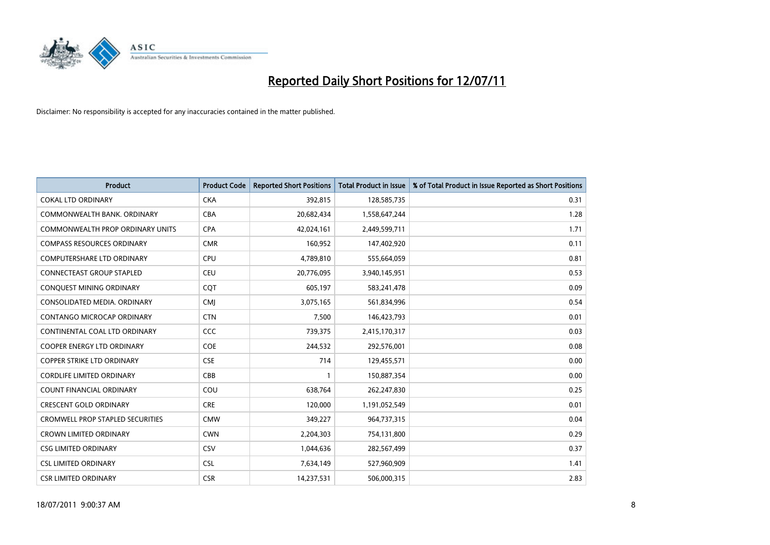# Reported Daily Short Positions for 12/07/11

Disclaimer: No responsibility is accepted for any inaccuracies contained in the matter published.

| Product | Product Code | Reported Short Positions | Total Product in Issue | % of Total Product in Issue Reported as Short Positions |
|---|---|---|---|---|
| COKAL LTD ORDINARY | CKA | 392,815 | 128,585,735 | 0.31 |
| COMMONWEALTH BANK. ORDINARY | CBA | 20,682,434 | 1,558,647,244 | 1.28 |
| COMMONWEALTH PROP ORDINARY UNITS | CPA | 42,024,161 | 2,449,599,711 | 1.71 |
| COMPASS RESOURCES ORDINARY | CMR | 160,952 | 147,402,920 | 0.11 |
| COMPUTERSHARE LTD ORDINARY | CPU | 4,789,810 | 555,664,059 | 0.81 |
| CONNECTEAST GROUP STAPLED | CEU | 20,776,095 | 3,940,145,951 | 0.53 |
| CONQUEST MINING ORDINARY | CQT | 605,197 | 583,241,478 | 0.09 |
| CONSOLIDATED MEDIA. ORDINARY | CMJ | 3,075,165 | 561,834,996 | 0.54 |
| CONTANGO MICROCAP ORDINARY | CTN | 7,500 | 146,423,793 | 0.01 |
| CONTINENTAL COAL LTD ORDINARY | CCC | 739,375 | 2,415,170,317 | 0.03 |
| COOPER ENERGY LTD ORDINARY | COE | 244,532 | 292,576,001 | 0.08 |
| COPPER STRIKE LTD ORDINARY | CSE | 714 | 129,455,571 | 0.00 |
| CORDLIFE LIMITED ORDINARY | CBB | 1 | 150,887,354 | 0.00 |
| COUNT FINANCIAL ORDINARY | COU | 638,764 | 262,247,830 | 0.25 |
| CRESCENT GOLD ORDINARY | CRE | 120,000 | 1,191,052,549 | 0.01 |
| CROMWELL PROP STAPLED SECURITIES | CMW | 349,227 | 964,737,315 | 0.04 |
| CROWN LIMITED ORDINARY | CWN | 2,204,303 | 754,131,800 | 0.29 |
| CSG LIMITED ORDINARY | CSV | 1,044,636 | 282,567,499 | 0.37 |
| CSL LIMITED ORDINARY | CSL | 7,634,149 | 527,960,909 | 1.41 |
| CSR LIMITED ORDINARY | CSR | 14,237,531 | 506,000,315 | 2.83 |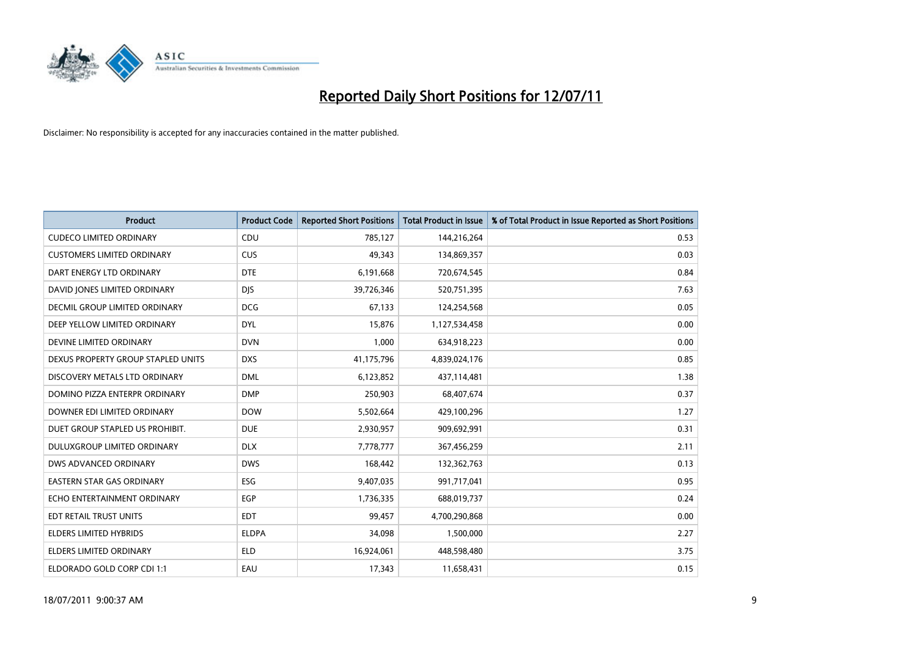# Reported Daily Short Positions for 12/07/11

Disclaimer: No responsibility is accepted for any inaccuracies contained in the matter published.

| Product | Product Code | Reported Short Positions | Total Product in Issue | % of Total Product in Issue Reported as Short Positions |
|---|---|---|---|---|
| CUDECO LIMITED ORDINARY | CDU | 785,127 | 144,216,264 | 0.53 |
| CUSTOMERS LIMITED ORDINARY | CUS | 49,343 | 134,869,357 | 0.03 |
| DART ENERGY LTD ORDINARY | DTE | 6,191,668 | 720,674,545 | 0.84 |
| DAVID JONES LIMITED ORDINARY | DJS | 39,726,346 | 520,751,395 | 7.63 |
| DECMIL GROUP LIMITED ORDINARY | DCG | 67,133 | 124,254,568 | 0.05 |
| DEEP YELLOW LIMITED ORDINARY | DYL | 15,876 | 1,127,534,458 | 0.00 |
| DEVINE LIMITED ORDINARY | DVN | 1,000 | 634,918,223 | 0.00 |
| DEXUS PROPERTY GROUP STAPLED UNITS | DXS | 41,175,796 | 4,839,024,176 | 0.85 |
| DISCOVERY METALS LTD ORDINARY | DML | 6,123,852 | 437,114,481 | 1.38 |
| DOMINO PIZZA ENTERPR ORDINARY | DMP | 250,903 | 68,407,674 | 0.37 |
| DOWNER EDI LIMITED ORDINARY | DOW | 5,502,664 | 429,100,296 | 1.27 |
| DUET GROUP STAPLED US PROHIBIT. | DUE | 2,930,957 | 909,692,991 | 0.31 |
| DULUXGROUP LIMITED ORDINARY | DLX | 7,778,777 | 367,456,259 | 2.11 |
| DWS ADVANCED ORDINARY | DWS | 168,442 | 132,362,763 | 0.13 |
| EASTERN STAR GAS ORDINARY | ESG | 9,407,035 | 991,717,041 | 0.95 |
| ECHO ENTERTAINMENT ORDINARY | EGP | 1,736,335 | 688,019,737 | 0.24 |
| EDT RETAIL TRUST UNITS | EDT | 99,457 | 4,700,290,868 | 0.00 |
| ELDERS LIMITED HYBRIDS | ELDPA | 34,098 | 1,500,000 | 2.27 |
| ELDERS LIMITED ORDINARY | ELD | 16,924,061 | 448,598,480 | 3.75 |
| ELDORADO GOLD CORP CDI 1:1 | EAU | 17,343 | 11,658,431 | 0.15 |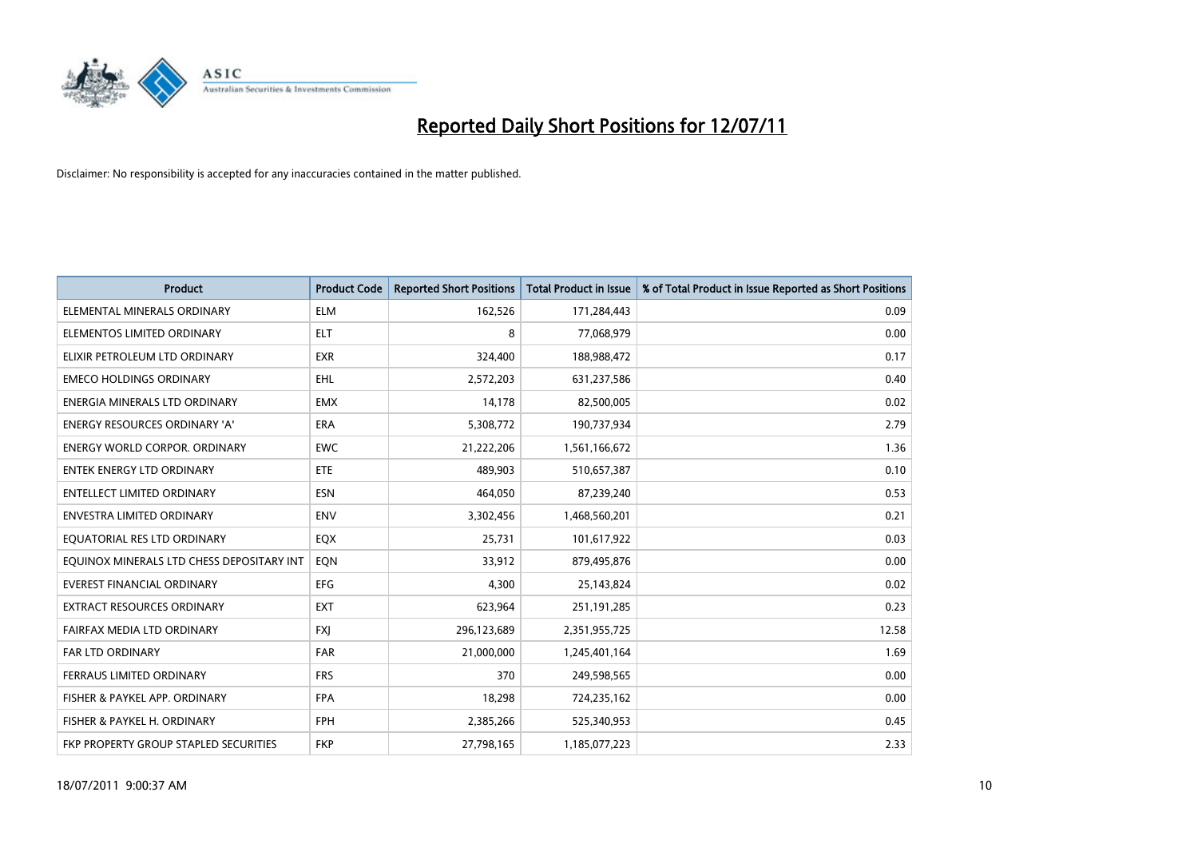# Reported Daily Short Positions for 12/07/11

Disclaimer: No responsibility is accepted for any inaccuracies contained in the matter published.

| Product | Product Code | Reported Short Positions | Total Product in Issue | % of Total Product in Issue Reported as Short Positions |
|---|---|---|---|---|
| ELEMENTAL MINERALS ORDINARY | ELM | 162,526 | 171,284,443 | 0.09 |
| ELEMENTOS LIMITED ORDINARY | ELT | 8 | 77,068,979 | 0.00 |
| ELIXIR PETROLEUM LTD ORDINARY | EXR | 324,400 | 188,988,472 | 0.17 |
| EMECO HOLDINGS ORDINARY | EHL | 2,572,203 | 631,237,586 | 0.40 |
| ENERGIA MINERALS LTD ORDINARY | EMX | 14,178 | 82,500,005 | 0.02 |
| ENERGY RESOURCES ORDINARY 'A' | ERA | 5,308,772 | 190,737,934 | 2.79 |
| ENERGY WORLD CORPOR. ORDINARY | EWC | 21,222,206 | 1,561,166,672 | 1.36 |
| ENTEK ENERGY LTD ORDINARY | ETE | 489,903 | 510,657,387 | 0.10 |
| ENTELLECT LIMITED ORDINARY | ESN | 464,050 | 87,239,240 | 0.53 |
| ENVESTRA LIMITED ORDINARY | ENV | 3,302,456 | 1,468,560,201 | 0.21 |
| EQUATORIAL RES LTD ORDINARY | EQX | 25,731 | 101,617,922 | 0.03 |
| EQUINOX MINERALS LTD CHESS DEPOSITARY INT | EQN | 33,912 | 879,495,876 | 0.00 |
| EVEREST FINANCIAL ORDINARY | EFG | 4,300 | 25,143,824 | 0.02 |
| EXTRACT RESOURCES ORDINARY | EXT | 623,964 | 251,191,285 | 0.23 |
| FAIRFAX MEDIA LTD ORDINARY | FXJ | 296,123,689 | 2,351,955,725 | 12.58 |
| FAR LTD ORDINARY | FAR | 21,000,000 | 1,245,401,164 | 1.69 |
| FERRAUS LIMITED ORDINARY | FRS | 370 | 249,598,565 | 0.00 |
| FISHER & PAYKEL APP. ORDINARY | FPA | 18,298 | 724,235,162 | 0.00 |
| FISHER & PAYKEL H. ORDINARY | FPH | 2,385,266 | 525,340,953 | 0.45 |
| FKP PROPERTY GROUP STAPLED SECURITIES | FKP | 27,798,165 | 1,185,077,223 | 2.33 |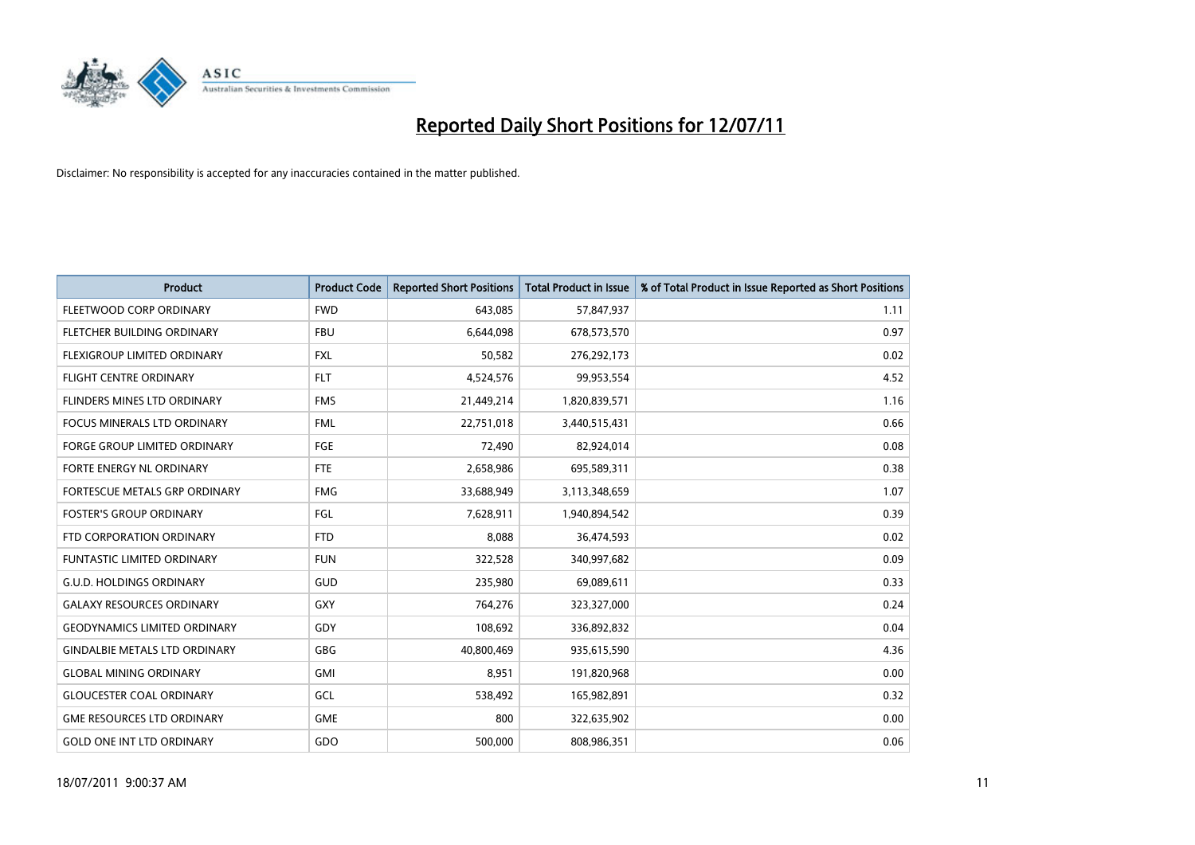# Reported Daily Short Positions for 12/07/11

Disclaimer: No responsibility is accepted for any inaccuracies contained in the matter published.

| Product | Product Code | Reported Short Positions | Total Product in Issue | % of Total Product in Issue Reported as Short Positions |
|---|---|---|---|---|
| FLEETWOOD CORP ORDINARY | FWD | 643,085 | 57,847,937 | 1.11 |
| FLETCHER BUILDING ORDINARY | FBU | 6,644,098 | 678,573,570 | 0.97 |
| FLEXIGROUP LIMITED ORDINARY | FXL | 50,582 | 276,292,173 | 0.02 |
| FLIGHT CENTRE ORDINARY | FLT | 4,524,576 | 99,953,554 | 4.52 |
| FLINDERS MINES LTD ORDINARY | FMS | 21,449,214 | 1,820,839,571 | 1.16 |
| FOCUS MINERALS LTD ORDINARY | FML | 22,751,018 | 3,440,515,431 | 0.66 |
| FORGE GROUP LIMITED ORDINARY | FGE | 72,490 | 82,924,014 | 0.08 |
| FORTE ENERGY NL ORDINARY | FTE | 2,658,986 | 695,589,311 | 0.38 |
| FORTESCUE METALS GRP ORDINARY | FMG | 33,688,949 | 3,113,348,659 | 1.07 |
| FOSTER'S GROUP ORDINARY | FGL | 7,628,911 | 1,940,894,542 | 0.39 |
| FTD CORPORATION ORDINARY | FTD | 8,088 | 36,474,593 | 0.02 |
| FUNTASTIC LIMITED ORDINARY | FUN | 322,528 | 340,997,682 | 0.09 |
| G.U.D. HOLDINGS ORDINARY | GUD | 235,980 | 69,089,611 | 0.33 |
| GALAXY RESOURCES ORDINARY | GXY | 764,276 | 323,327,000 | 0.24 |
| GEODYNAMICS LIMITED ORDINARY | GDY | 108,692 | 336,892,832 | 0.04 |
| GINDALBIE METALS LTD ORDINARY | GBG | 40,800,469 | 935,615,590 | 4.36 |
| GLOBAL MINING ORDINARY | GMI | 8,951 | 191,820,968 | 0.00 |
| GLOUCESTER COAL ORDINARY | GCL | 538,492 | 165,982,891 | 0.32 |
| GME RESOURCES LTD ORDINARY | GME | 800 | 322,635,902 | 0.00 |
| GOLD ONE INT LTD ORDINARY | GDO | 500,000 | 808,986,351 | 0.06 |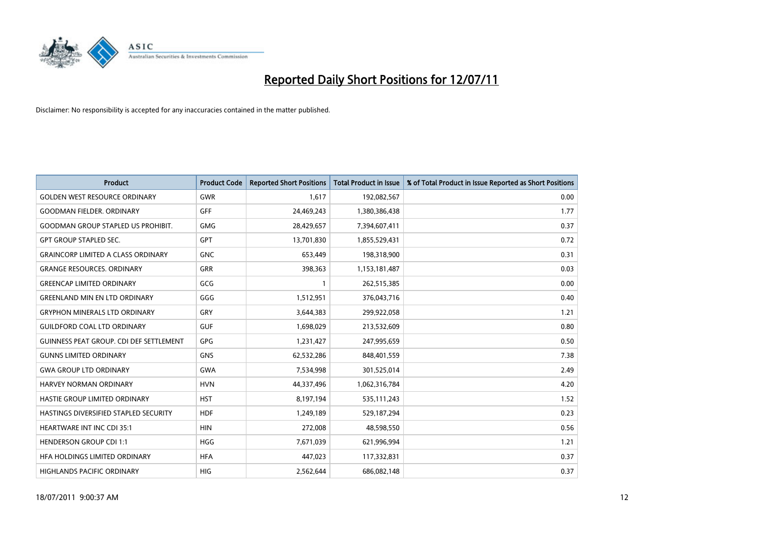# Reported Daily Short Positions for 12/07/11

Disclaimer: No responsibility is accepted for any inaccuracies contained in the matter published.

| Product | Product Code | Reported Short Positions | Total Product in Issue | % of Total Product in Issue Reported as Short Positions |
|---|---|---|---|---|
| GOLDEN WEST RESOURCE ORDINARY | GWR | 1,617 | 192,082,567 | 0.00 |
| GOODMAN FIELDER. ORDINARY | GFF | 24,469,243 | 1,380,386,438 | 1.77 |
| GOODMAN GROUP STAPLED US PROHIBIT. | GMG | 28,429,657 | 7,394,607,411 | 0.37 |
| GPT GROUP STAPLED SEC. | GPT | 13,701,830 | 1,855,529,431 | 0.72 |
| GRAINCORP LIMITED A CLASS ORDINARY | GNC | 653,449 | 198,318,900 | 0.31 |
| GRANGE RESOURCES. ORDINARY | GRR | 398,363 | 1,153,181,487 | 0.03 |
| GREENCAP LIMITED ORDINARY | GCG | 1 | 262,515,385 | 0.00 |
| GREENLAND MIN EN LTD ORDINARY | GGG | 1,512,951 | 376,043,716 | 0.40 |
| GRYPHON MINERALS LTD ORDINARY | GRY | 3,644,383 | 299,922,058 | 1.21 |
| GUILDFORD COAL LTD ORDINARY | GUF | 1,698,029 | 213,532,609 | 0.80 |
| GUINNESS PEAT GROUP. CDI DEF SETTLEMENT | GPG | 1,231,427 | 247,995,659 | 0.50 |
| GUNNS LIMITED ORDINARY | GNS | 62,532,286 | 848,401,559 | 7.38 |
| GWA GROUP LTD ORDINARY | GWA | 7,534,998 | 301,525,014 | 2.49 |
| HARVEY NORMAN ORDINARY | HVN | 44,337,496 | 1,062,316,784 | 4.20 |
| HASTIE GROUP LIMITED ORDINARY | HST | 8,197,194 | 535,111,243 | 1.52 |
| HASTINGS DIVERSIFIED STAPLED SECURITY | HDF | 1,249,189 | 529,187,294 | 0.23 |
| HEARTWARE INT INC CDI 35:1 | HIN | 272,008 | 48,598,550 | 0.56 |
| HENDERSON GROUP CDI 1:1 | HGG | 7,671,039 | 621,996,994 | 1.21 |
| HFA HOLDINGS LIMITED ORDINARY | HFA | 447,023 | 117,332,831 | 0.37 |
| HIGHLANDS PACIFIC ORDINARY | HIG | 2,562,644 | 686,082,148 | 0.37 |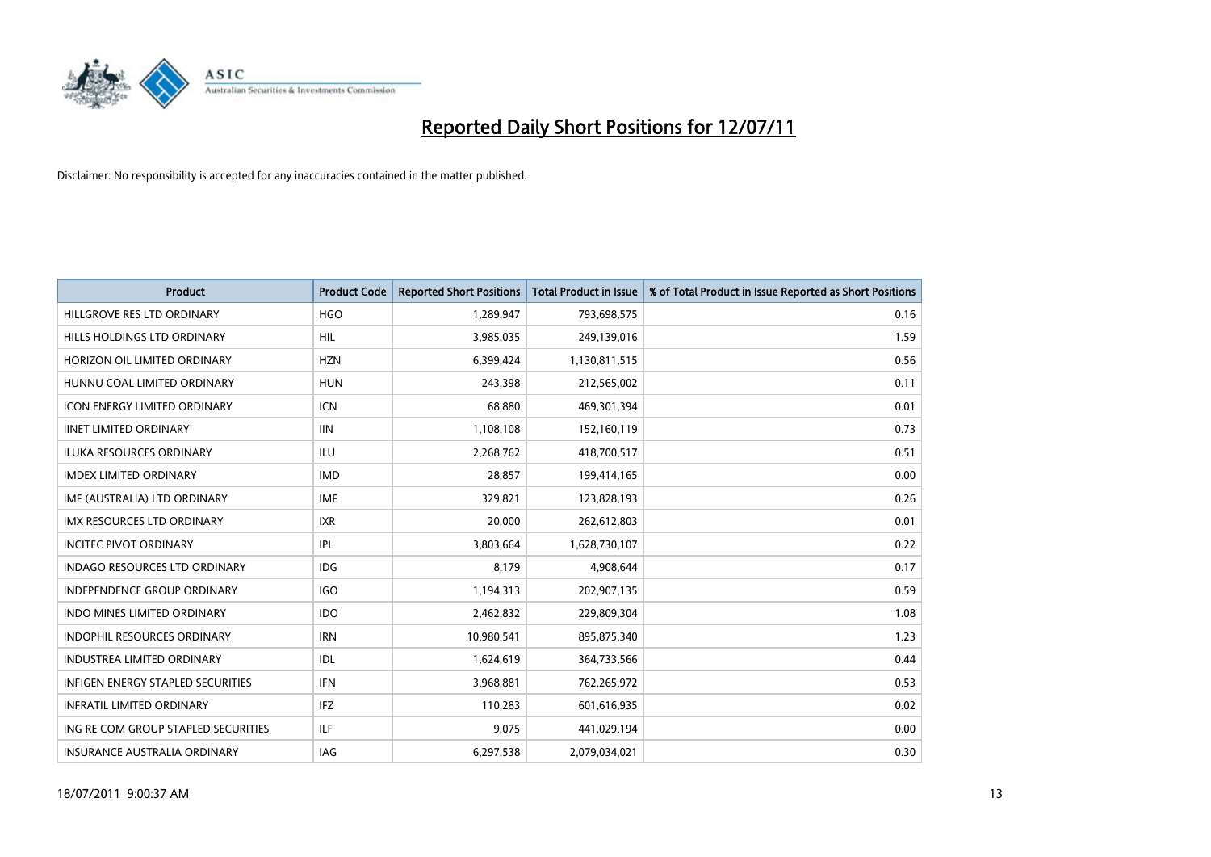# Reported Daily Short Positions for 12/07/11

Disclaimer: No responsibility is accepted for any inaccuracies contained in the matter published.

| Product | Product Code | Reported Short Positions | Total Product in Issue | % of Total Product in Issue Reported as Short Positions |
|---|---|---|---|---|
| HILLGROVE RES LTD ORDINARY | HGO | 1,289,947 | 793,698,575 | 0.16 |
| HILLS HOLDINGS LTD ORDINARY | HIL | 3,985,035 | 249,139,016 | 1.59 |
| HORIZON OIL LIMITED ORDINARY | HZN | 6,399,424 | 1,130,811,515 | 0.56 |
| HUNNU COAL LIMITED ORDINARY | HUN | 243,398 | 212,565,002 | 0.11 |
| ICON ENERGY LIMITED ORDINARY | ICN | 68,880 | 469,301,394 | 0.01 |
| IINET LIMITED ORDINARY | IIN | 1,108,108 | 152,160,119 | 0.73 |
| ILUKA RESOURCES ORDINARY | ILU | 2,268,762 | 418,700,517 | 0.51 |
| IMDEX LIMITED ORDINARY | IMD | 28,857 | 199,414,165 | 0.00 |
| IMF (AUSTRALIA) LTD ORDINARY | IMF | 329,821 | 123,828,193 | 0.26 |
| IMX RESOURCES LTD ORDINARY | IXR | 20,000 | 262,612,803 | 0.01 |
| INCITEC PIVOT ORDINARY | IPL | 3,803,664 | 1,628,730,107 | 0.22 |
| INDAGO RESOURCES LTD ORDINARY | IDG | 8,179 | 4,908,644 | 0.17 |
| INDEPENDENCE GROUP ORDINARY | IGO | 1,194,313 | 202,907,135 | 0.59 |
| INDO MINES LIMITED ORDINARY | IDO | 2,462,832 | 229,809,304 | 1.08 |
| INDOPHIL RESOURCES ORDINARY | IRN | 10,980,541 | 895,875,340 | 1.23 |
| INDUSTREA LIMITED ORDINARY | IDL | 1,624,619 | 364,733,566 | 0.44 |
| INFIGEN ENERGY STAPLED SECURITIES | IFN | 3,968,881 | 762,265,972 | 0.53 |
| INFRATIL LIMITED ORDINARY | IFZ | 110,283 | 601,616,935 | 0.02 |
| ING RE COM GROUP STAPLED SECURITIES | ILF | 9,075 | 441,029,194 | 0.00 |
| INSURANCE AUSTRALIA ORDINARY | IAG | 6,297,538 | 2,079,034,021 | 0.30 |

18/07/2011 9:00:37 AM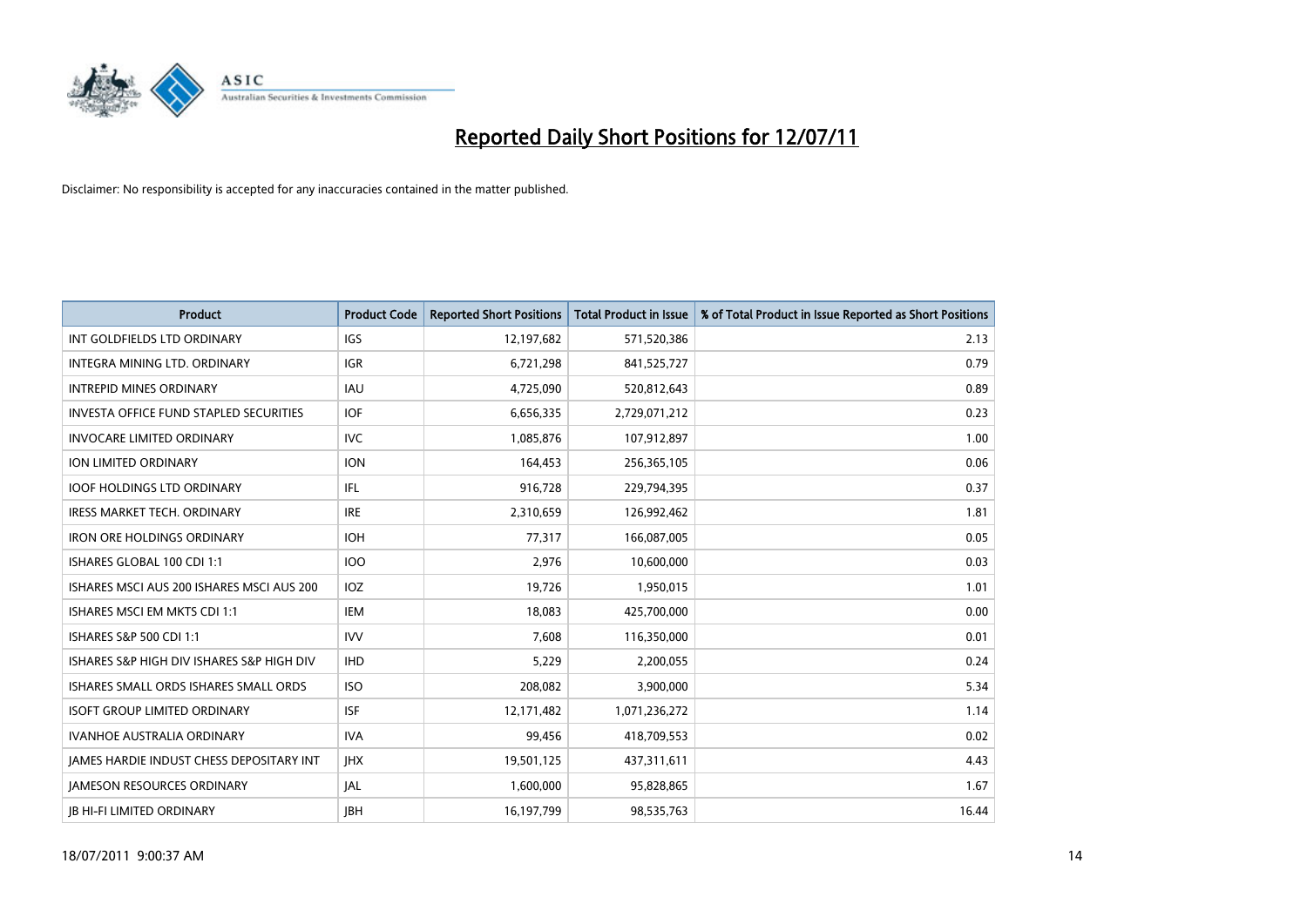# Reported Daily Short Positions for 12/07/11

Disclaimer: No responsibility is accepted for any inaccuracies contained in the matter published.

| Product | Product Code | Reported Short Positions | Total Product in Issue | % of Total Product in Issue Reported as Short Positions |
|---|---|---|---|---|
| INT GOLDFIELDS LTD ORDINARY | IGS | 12,197,682 | 571,520,386 | 2.13 |
| INTEGRA MINING LTD. ORDINARY | IGR | 6,721,298 | 841,525,727 | 0.79 |
| INTREPID MINES ORDINARY | IAU | 4,725,090 | 520,812,643 | 0.89 |
| INVESTA OFFICE FUND STAPLED SECURITIES | IOF | 6,656,335 | 2,729,071,212 | 0.23 |
| INVOCARE LIMITED ORDINARY | IVC | 1,085,876 | 107,912,897 | 1.00 |
| ION LIMITED ORDINARY | ION | 164,453 | 256,365,105 | 0.06 |
| IOOF HOLDINGS LTD ORDINARY | IFL | 916,728 | 229,794,395 | 0.37 |
| IRESS MARKET TECH. ORDINARY | IRE | 2,310,659 | 126,992,462 | 1.81 |
| IRON ORE HOLDINGS ORDINARY | IOH | 77,317 | 166,087,005 | 0.05 |
| ISHARES GLOBAL 100 CDI 1:1 | IOO | 2,976 | 10,600,000 | 0.03 |
| ISHARES MSCI AUS 200 ISHARES MSCI AUS 200 | IOZ | 19,726 | 1,950,015 | 1.01 |
| ISHARES MSCI EM MKTS CDI 1:1 | IEM | 18,083 | 425,700,000 | 0.00 |
| ISHARES S&P 500 CDI 1:1 | IVV | 7,608 | 116,350,000 | 0.01 |
| ISHARES S&P HIGH DIV ISHARES S&P HIGH DIV | IHD | 5,229 | 2,200,055 | 0.24 |
| ISHARES SMALL ORDS ISHARES SMALL ORDS | ISO | 208,082 | 3,900,000 | 5.34 |
| ISOFT GROUP LIMITED ORDINARY | ISF | 12,171,482 | 1,071,236,272 | 1.14 |
| IVANHOE AUSTRALIA ORDINARY | IVA | 99,456 | 418,709,553 | 0.02 |
| JAMES HARDIE INDUST CHESS DEPOSITARY INT | JHX | 19,501,125 | 437,311,611 | 4.43 |
| JAMESON RESOURCES ORDINARY | JAL | 1,600,000 | 95,828,865 | 1.67 |
| JB HI-FI LIMITED ORDINARY | JBH | 16,197,799 | 98,535,763 | 16.44 |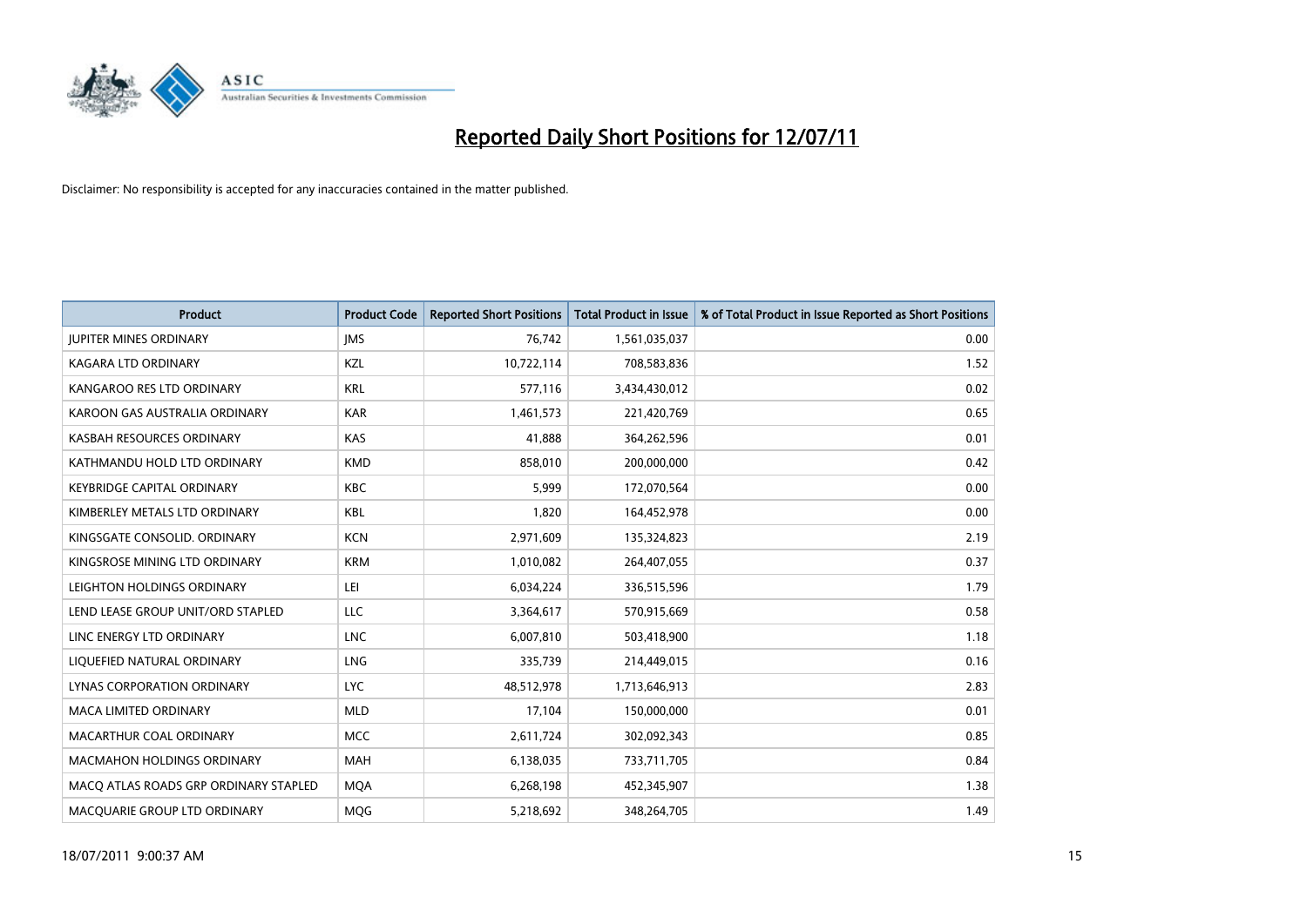# Reported Daily Short Positions for 12/07/11

Disclaimer: No responsibility is accepted for any inaccuracies contained in the matter published.

| Product | Product Code | Reported Short Positions | Total Product in Issue | % of Total Product in Issue Reported as Short Positions |
|---|---|---|---|---|
| JUPITER MINES ORDINARY | JMS | 76,742 | 1,561,035,037 | 0.00 |
| KAGARA LTD ORDINARY | KZL | 10,722,114 | 708,583,836 | 1.52 |
| KANGAROO RES LTD ORDINARY | KRL | 577,116 | 3,434,430,012 | 0.02 |
| KAROON GAS AUSTRALIA ORDINARY | KAR | 1,461,573 | 221,420,769 | 0.65 |
| KASBAH RESOURCES ORDINARY | KAS | 41,888 | 364,262,596 | 0.01 |
| KATHMANDU HOLD LTD ORDINARY | KMD | 858,010 | 200,000,000 | 0.42 |
| KEYBRIDGE CAPITAL ORDINARY | KBC | 5,999 | 172,070,564 | 0.00 |
| KIMBERLEY METALS LTD ORDINARY | KBL | 1,820 | 164,452,978 | 0.00 |
| KINGSGATE CONSOLID. ORDINARY | KCN | 2,971,609 | 135,324,823 | 2.19 |
| KINGSROSE MINING LTD ORDINARY | KRM | 1,010,082 | 264,407,055 | 0.37 |
| LEIGHTON HOLDINGS ORDINARY | LEI | 6,034,224 | 336,515,596 | 1.79 |
| LEND LEASE GROUP UNIT/ORD STAPLED | LLC | 3,364,617 | 570,915,669 | 0.58 |
| LINC ENERGY LTD ORDINARY | LNC | 6,007,810 | 503,418,900 | 1.18 |
| LIQUEFIED NATURAL ORDINARY | LNG | 335,739 | 214,449,015 | 0.16 |
| LYNAS CORPORATION ORDINARY | LYC | 48,512,978 | 1,713,646,913 | 2.83 |
| MACA LIMITED ORDINARY | MLD | 17,104 | 150,000,000 | 0.01 |
| MACARTHUR COAL ORDINARY | MCC | 2,611,724 | 302,092,343 | 0.85 |
| MACMAHON HOLDINGS ORDINARY | MAH | 6,138,035 | 733,711,705 | 0.84 |
| MACQ ATLAS ROADS GRP ORDINARY STAPLED | MQA | 6,268,198 | 452,345,907 | 1.38 |
| MACQUARIE GROUP LTD ORDINARY | MQG | 5,218,692 | 348,264,705 | 1.49 |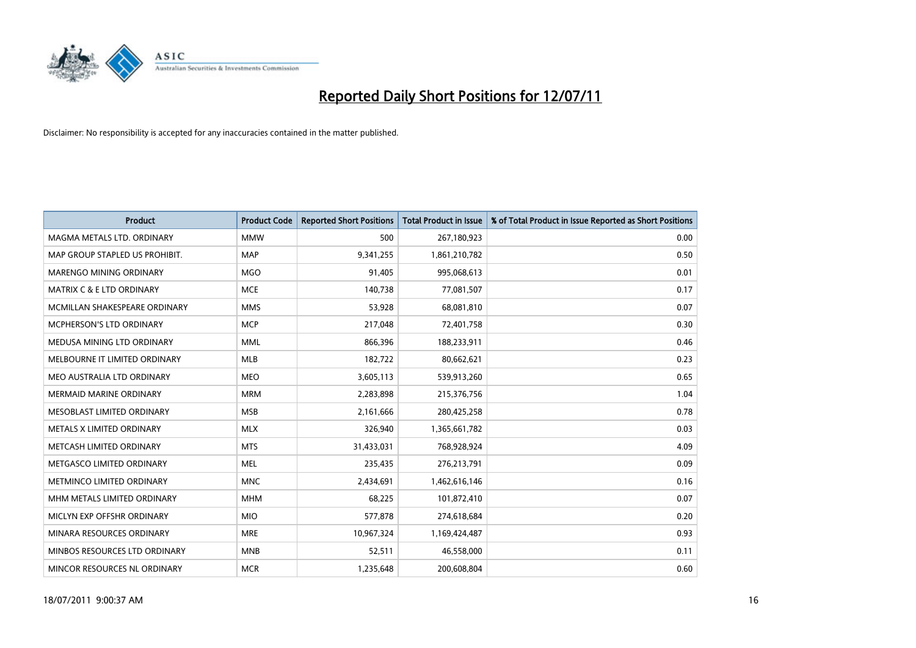# Reported Daily Short Positions for 12/07/11

Disclaimer: No responsibility is accepted for any inaccuracies contained in the matter published.

| Product | Product Code | Reported Short Positions | Total Product in Issue | % of Total Product in Issue Reported as Short Positions |
|---|---|---|---|---|
| MAGMA METALS LTD. ORDINARY | MMW | 500 | 267,180,923 | 0.00 |
| MAP GROUP STAPLED US PROHIBIT. | MAP | 9,341,255 | 1,861,210,782 | 0.50 |
| MARENGO MINING ORDINARY | MGO | 91,405 | 995,068,613 | 0.01 |
| MATRIX C & E LTD ORDINARY | MCE | 140,738 | 77,081,507 | 0.17 |
| MCMILLAN SHAKESPEARE ORDINARY | MMS | 53,928 | 68,081,810 | 0.07 |
| MCPHERSON'S LTD ORDINARY | MCP | 217,048 | 72,401,758 | 0.30 |
| MEDUSA MINING LTD ORDINARY | MML | 866,396 | 188,233,911 | 0.46 |
| MELBOURNE IT LIMITED ORDINARY | MLB | 182,722 | 80,662,621 | 0.23 |
| MEO AUSTRALIA LTD ORDINARY | MEO | 3,605,113 | 539,913,260 | 0.65 |
| MERMAID MARINE ORDINARY | MRM | 2,283,898 | 215,376,756 | 1.04 |
| MESOBLAST LIMITED ORDINARY | MSB | 2,161,666 | 280,425,258 | 0.78 |
| METALS X LIMITED ORDINARY | MLX | 326,940 | 1,365,661,782 | 0.03 |
| METCASH LIMITED ORDINARY | MTS | 31,433,031 | 768,928,924 | 4.09 |
| METGASCO LIMITED ORDINARY | MEL | 235,435 | 276,213,791 | 0.09 |
| METMINCO LIMITED ORDINARY | MNC | 2,434,691 | 1,462,616,146 | 0.16 |
| MHM METALS LIMITED ORDINARY | MHM | 68,225 | 101,872,410 | 0.07 |
| MICLYN EXP OFFSHR ORDINARY | MIO | 577,878 | 274,618,684 | 0.20 |
| MINARA RESOURCES ORDINARY | MRE | 10,967,324 | 1,169,424,487 | 0.93 |
| MINBOS RESOURCES LTD ORDINARY | MNB | 52,511 | 46,558,000 | 0.11 |
| MINCOR RESOURCES NL ORDINARY | MCR | 1,235,648 | 200,608,804 | 0.60 |

18/07/2011 9:00:37 AM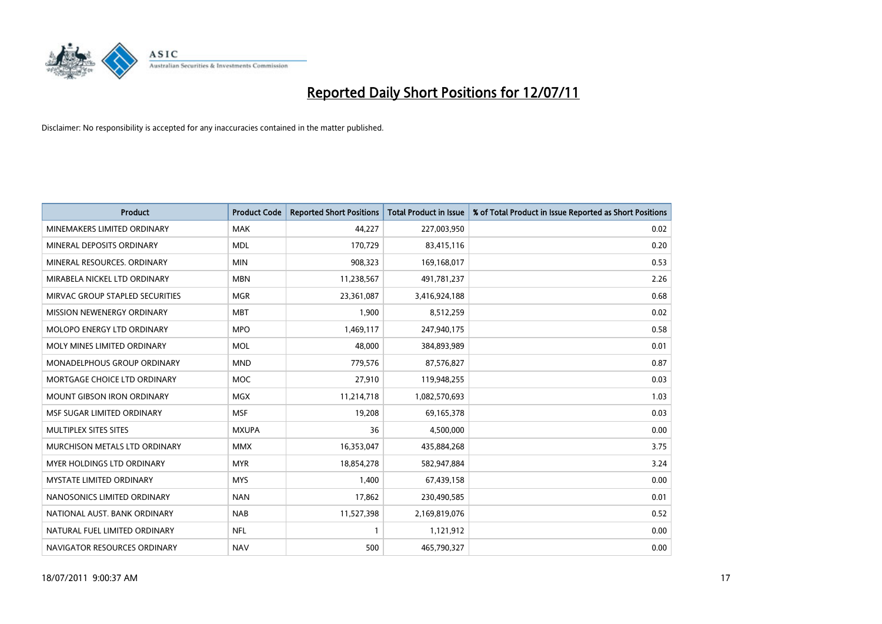# Reported Daily Short Positions for 12/07/11

Disclaimer: No responsibility is accepted for any inaccuracies contained in the matter published.

| Product | Product Code | Reported Short Positions | Total Product in Issue | % of Total Product in Issue Reported as Short Positions |
|---|---|---|---|---|
| MINEMAKERS LIMITED ORDINARY | MAK | 44,227 | 227,003,950 | 0.02 |
| MINERAL DEPOSITS ORDINARY | MDL | 170,729 | 83,415,116 | 0.20 |
| MINERAL RESOURCES. ORDINARY | MIN | 908,323 | 169,168,017 | 0.53 |
| MIRABELA NICKEL LTD ORDINARY | MBN | 11,238,567 | 491,781,237 | 2.26 |
| MIRVAC GROUP STAPLED SECURITIES | MGR | 23,361,087 | 3,416,924,188 | 0.68 |
| MISSION NEWENERGY ORDINARY | MBT | 1,900 | 8,512,259 | 0.02 |
| MOLOPO ENERGY LTD ORDINARY | MPO | 1,469,117 | 247,940,175 | 0.58 |
| MOLY MINES LIMITED ORDINARY | MOL | 48,000 | 384,893,989 | 0.01 |
| MONADELPHOUS GROUP ORDINARY | MND | 779,576 | 87,576,827 | 0.87 |
| MORTGAGE CHOICE LTD ORDINARY | MOC | 27,910 | 119,948,255 | 0.03 |
| MOUNT GIBSON IRON ORDINARY | MGX | 11,214,718 | 1,082,570,693 | 1.03 |
| MSF SUGAR LIMITED ORDINARY | MSF | 19,208 | 69,165,378 | 0.03 |
| MULTIPLEX SITES SITES | MXUPA | 36 | 4,500,000 | 0.00 |
| MURCHISON METALS LTD ORDINARY | MMX | 16,353,047 | 435,884,268 | 3.75 |
| MYER HOLDINGS LTD ORDINARY | MYR | 18,854,278 | 582,947,884 | 3.24 |
| MYSTATE LIMITED ORDINARY | MYS | 1,400 | 67,439,158 | 0.00 |
| NANOSONICS LIMITED ORDINARY | NAN | 17,862 | 230,490,585 | 0.01 |
| NATIONAL AUST. BANK ORDINARY | NAB | 11,527,398 | 2,169,819,076 | 0.52 |
| NATURAL FUEL LIMITED ORDINARY | NFL | 1 | 1,121,912 | 0.00 |
| NAVIGATOR RESOURCES ORDINARY | NAV | 500 | 465,790,327 | 0.00 |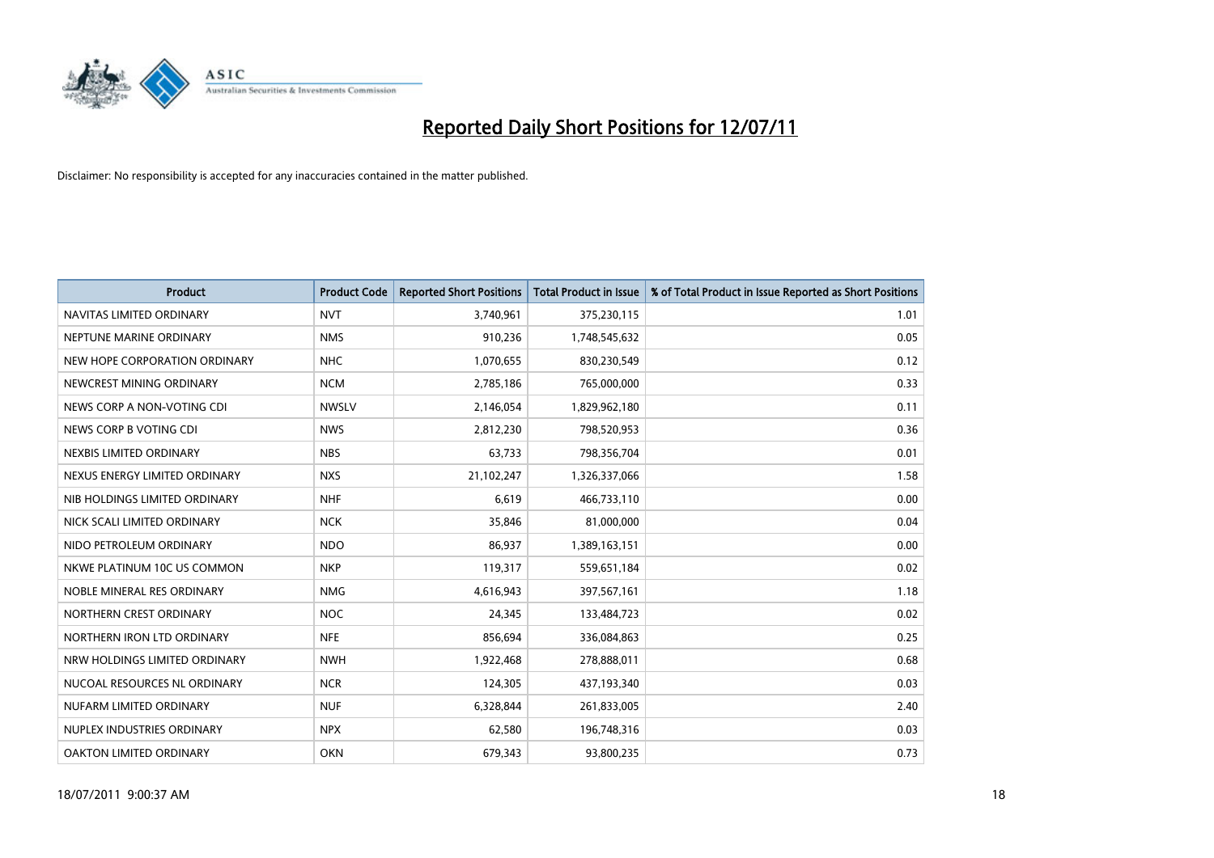# Reported Daily Short Positions for 12/07/11

Disclaimer: No responsibility is accepted for any inaccuracies contained in the matter published.

| Product | Product Code | Reported Short Positions | Total Product in Issue | % of Total Product in Issue Reported as Short Positions |
|---|---|---|---|---|
| NAVITAS LIMITED ORDINARY | NVT | 3,740,961 | 375,230,115 | 1.01 |
| NEPTUNE MARINE ORDINARY | NMS | 910,236 | 1,748,545,632 | 0.05 |
| NEW HOPE CORPORATION ORDINARY | NHC | 1,070,655 | 830,230,549 | 0.12 |
| NEWCREST MINING ORDINARY | NCM | 2,785,186 | 765,000,000 | 0.33 |
| NEWS CORP A NON-VOTING CDI | NWSLV | 2,146,054 | 1,829,962,180 | 0.11 |
| NEWS CORP B VOTING CDI | NWS | 2,812,230 | 798,520,953 | 0.36 |
| NEXBIS LIMITED ORDINARY | NBS | 63,733 | 798,356,704 | 0.01 |
| NEXUS ENERGY LIMITED ORDINARY | NXS | 21,102,247 | 1,326,337,066 | 1.58 |
| NIB HOLDINGS LIMITED ORDINARY | NHF | 6,619 | 466,733,110 | 0.00 |
| NICK SCALI LIMITED ORDINARY | NCK | 35,846 | 81,000,000 | 0.04 |
| NIDO PETROLEUM ORDINARY | NDO | 86,937 | 1,389,163,151 | 0.00 |
| NKWE PLATINUM 10C US COMMON | NKP | 119,317 | 559,651,184 | 0.02 |
| NOBLE MINERAL RES ORDINARY | NMG | 4,616,943 | 397,567,161 | 1.18 |
| NORTHERN CREST ORDINARY | NOC | 24,345 | 133,484,723 | 0.02 |
| NORTHERN IRON LTD ORDINARY | NFE | 856,694 | 336,084,863 | 0.25 |
| NRW HOLDINGS LIMITED ORDINARY | NWH | 1,922,468 | 278,888,011 | 0.68 |
| NUCOAL RESOURCES NL ORDINARY | NCR | 124,305 | 437,193,340 | 0.03 |
| NUFARM LIMITED ORDINARY | NUF | 6,328,844 | 261,833,005 | 2.40 |
| NUPLEX INDUSTRIES ORDINARY | NPX | 62,580 | 196,748,316 | 0.03 |
| OAKTON LIMITED ORDINARY | OKN | 679,343 | 93,800,235 | 0.73 |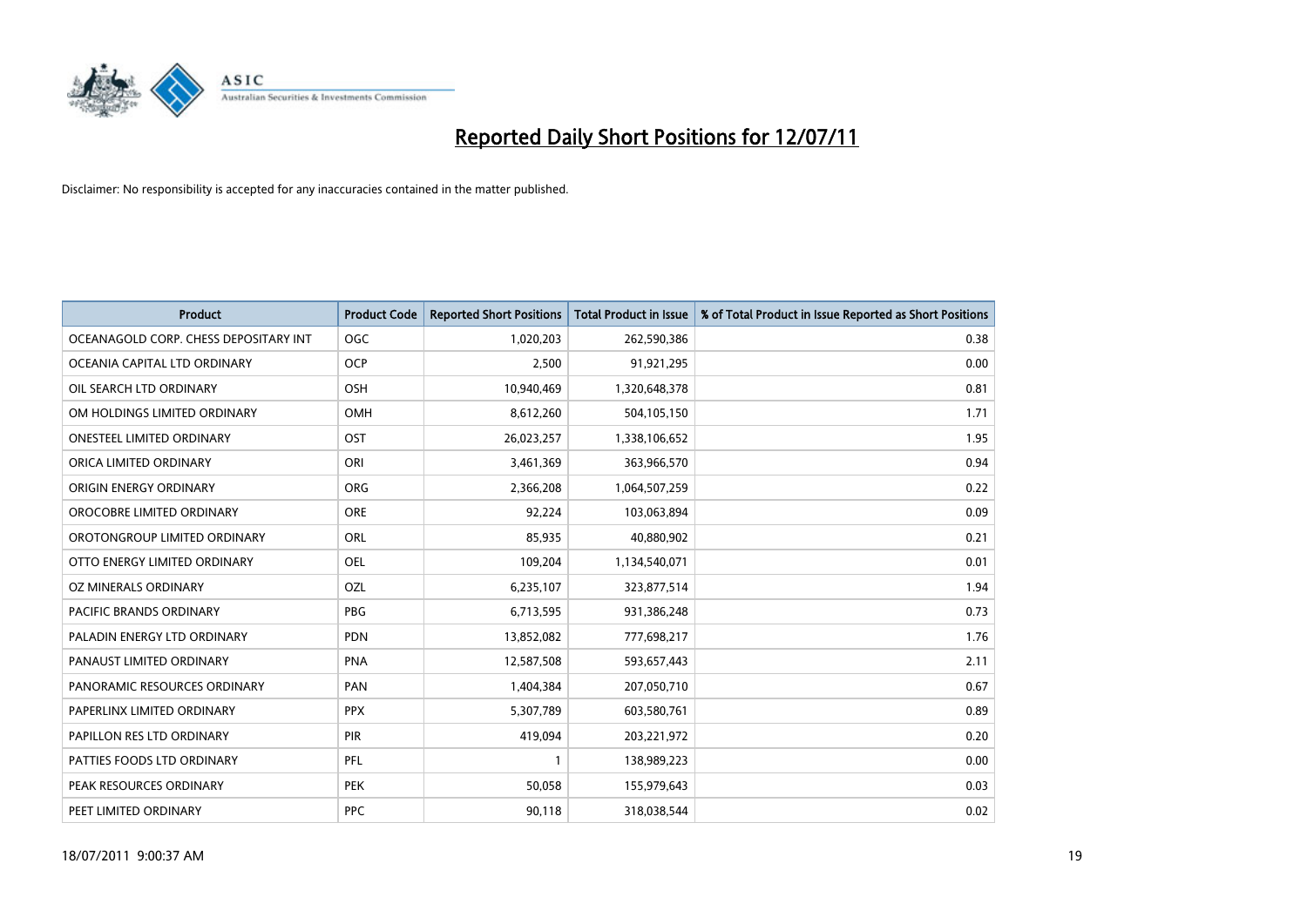# Reported Daily Short Positions for 12/07/11

Disclaimer: No responsibility is accepted for any inaccuracies contained in the matter published.

| Product | Product Code | Reported Short Positions | Total Product in Issue | % of Total Product in Issue Reported as Short Positions |
|---|---|---|---|---|
| OCEANAGOLD CORP. CHESS DEPOSITARY INT | OGC | 1,020,203 | 262,590,386 | 0.38 |
| OCEANIA CAPITAL LTD ORDINARY | OCP | 2,500 | 91,921,295 | 0.00 |
| OIL SEARCH LTD ORDINARY | OSH | 10,940,469 | 1,320,648,378 | 0.81 |
| OM HOLDINGS LIMITED ORDINARY | OMH | 8,612,260 | 504,105,150 | 1.71 |
| ONESTEEL LIMITED ORDINARY | OST | 26,023,257 | 1,338,106,652 | 1.95 |
| ORICA LIMITED ORDINARY | ORI | 3,461,369 | 363,966,570 | 0.94 |
| ORIGIN ENERGY ORDINARY | ORG | 2,366,208 | 1,064,507,259 | 0.22 |
| OROCOBRE LIMITED ORDINARY | ORE | 92,224 | 103,063,894 | 0.09 |
| OROTONGROUP LIMITED ORDINARY | ORL | 85,935 | 40,880,902 | 0.21 |
| OTTO ENERGY LIMITED ORDINARY | OEL | 109,204 | 1,134,540,071 | 0.01 |
| OZ MINERALS ORDINARY | OZL | 6,235,107 | 323,877,514 | 1.94 |
| PACIFIC BRANDS ORDINARY | PBG | 6,713,595 | 931,386,248 | 0.73 |
| PALADIN ENERGY LTD ORDINARY | PDN | 13,852,082 | 777,698,217 | 1.76 |
| PANAUST LIMITED ORDINARY | PNA | 12,587,508 | 593,657,443 | 2.11 |
| PANORAMIC RESOURCES ORDINARY | PAN | 1,404,384 | 207,050,710 | 0.67 |
| PAPERLINX LIMITED ORDINARY | PPX | 5,307,789 | 603,580,761 | 0.89 |
| PAPILLON RES LTD ORDINARY | PIR | 419,094 | 203,221,972 | 0.20 |
| PATTIES FOODS LTD ORDINARY | PFL | 1 | 138,989,223 | 0.00 |
| PEAK RESOURCES ORDINARY | PEK | 50,058 | 155,979,643 | 0.03 |
| PEET LIMITED ORDINARY | PPC | 90,118 | 318,038,544 | 0.02 |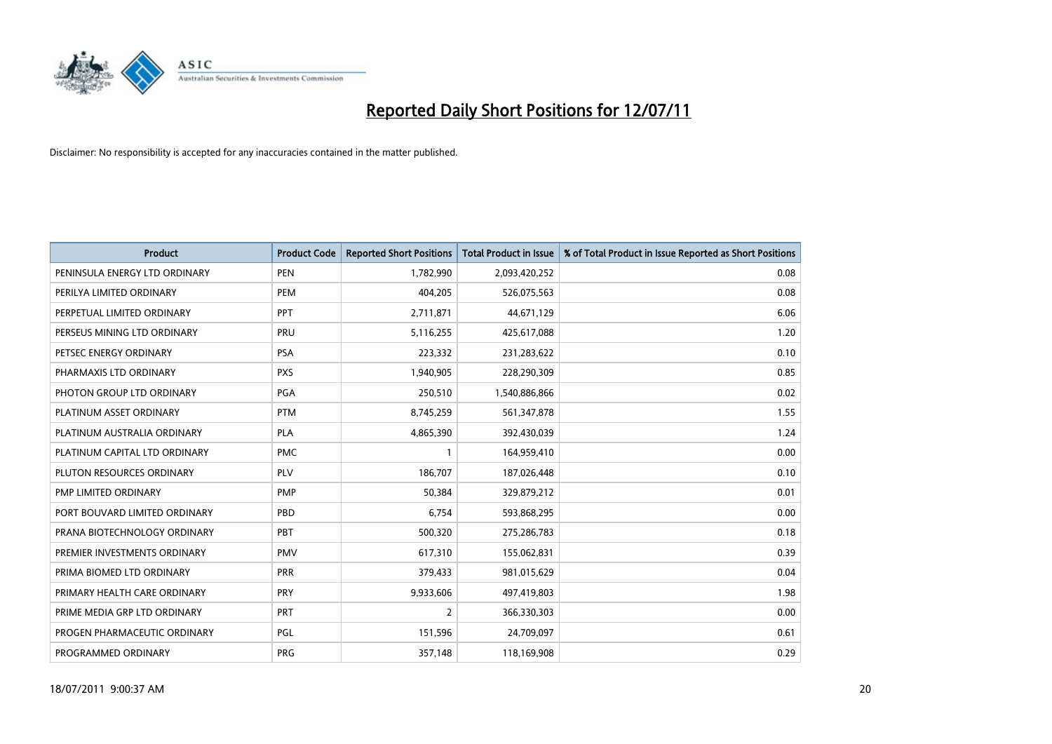# Reported Daily Short Positions for 12/07/11

Disclaimer: No responsibility is accepted for any inaccuracies contained in the matter published.

| Product | Product Code | Reported Short Positions | Total Product in Issue | % of Total Product in Issue Reported as Short Positions |
|---|---|---|---|---|
| PENINSULA ENERGY LTD ORDINARY | PEN | 1,782,990 | 2,093,420,252 | 0.08 |
| PERILYA LIMITED ORDINARY | PEM | 404,205 | 526,075,563 | 0.08 |
| PERPETUAL LIMITED ORDINARY | PPT | 2,711,871 | 44,671,129 | 6.06 |
| PERSEUS MINING LTD ORDINARY | PRU | 5,116,255 | 425,617,088 | 1.20 |
| PETSEC ENERGY ORDINARY | PSA | 223,332 | 231,283,622 | 0.10 |
| PHARMAXIS LTD ORDINARY | PXS | 1,940,905 | 228,290,309 | 0.85 |
| PHOTON GROUP LTD ORDINARY | PGA | 250,510 | 1,540,886,866 | 0.02 |
| PLATINUM ASSET ORDINARY | PTM | 8,745,259 | 561,347,878 | 1.55 |
| PLATINUM AUSTRALIA ORDINARY | PLA | 4,865,390 | 392,430,039 | 1.24 |
| PLATINUM CAPITAL LTD ORDINARY | PMC | 1 | 164,959,410 | 0.00 |
| PLUTON RESOURCES ORDINARY | PLV | 186,707 | 187,026,448 | 0.10 |
| PMP LIMITED ORDINARY | PMP | 50,384 | 329,879,212 | 0.01 |
| PORT BOUVARD LIMITED ORDINARY | PBD | 6,754 | 593,868,295 | 0.00 |
| PRANA BIOTECHNOLOGY ORDINARY | PBT | 500,320 | 275,286,783 | 0.18 |
| PREMIER INVESTMENTS ORDINARY | PMV | 617,310 | 155,062,831 | 0.39 |
| PRIMA BIOMED LTD ORDINARY | PRR | 379,433 | 981,015,629 | 0.04 |
| PRIMARY HEALTH CARE ORDINARY | PRY | 9,933,606 | 497,419,803 | 1.98 |
| PRIME MEDIA GRP LTD ORDINARY | PRT | 2 | 366,330,303 | 0.00 |
| PROGEN PHARMACEUTIC ORDINARY | PGL | 151,596 | 24,709,097 | 0.61 |
| PROGRAMMED ORDINARY | PRG | 357,148 | 118,169,908 | 0.29 |

18/07/2011 9:00:37 AM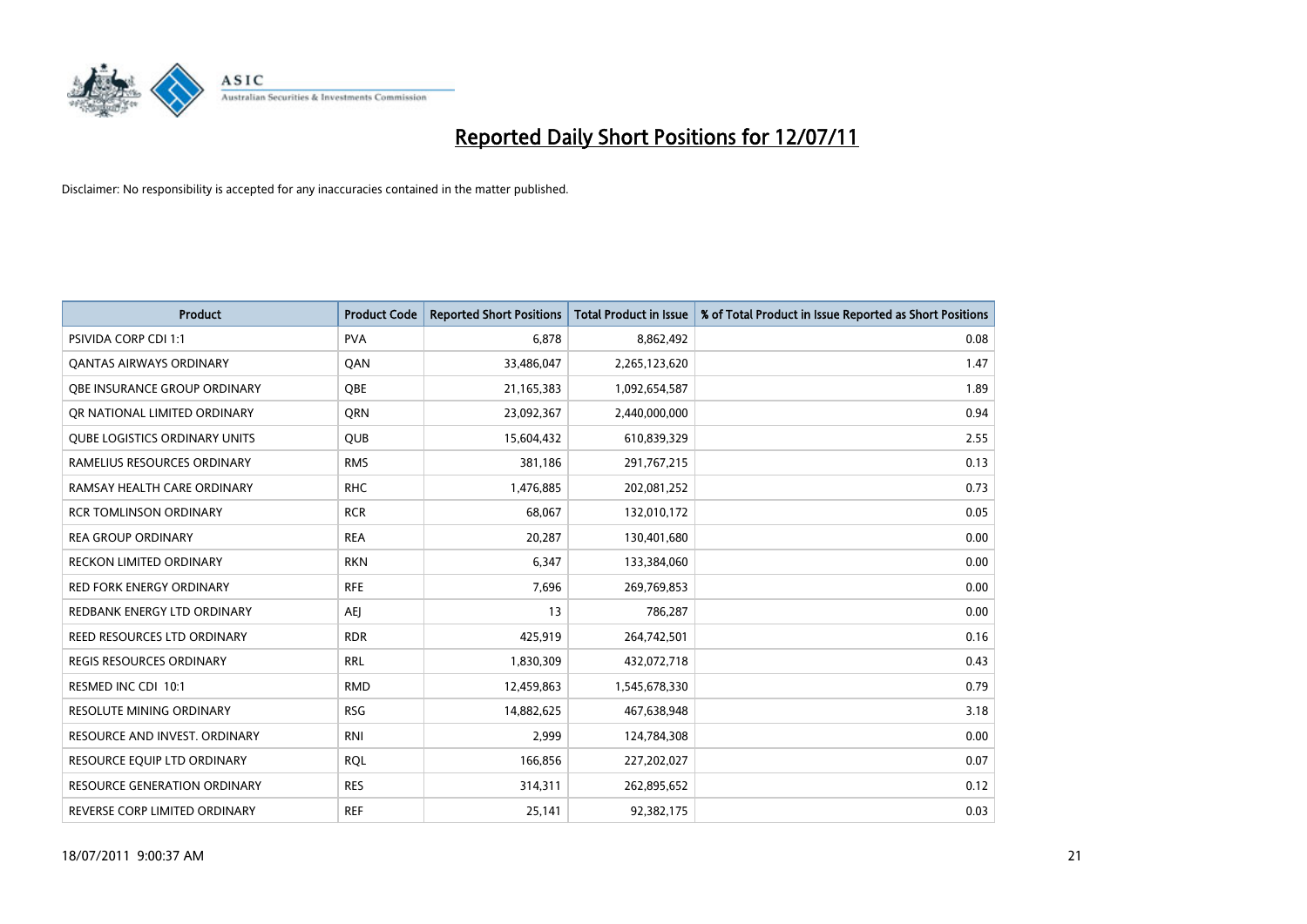# Reported Daily Short Positions for 12/07/11

Disclaimer: No responsibility is accepted for any inaccuracies contained in the matter published.

| Product | Product Code | Reported Short Positions | Total Product in Issue | % of Total Product in Issue Reported as Short Positions |
|---|---|---|---|---|
| PSIVIDA CORP CDI 1:1 | PVA | 6,878 | 8,862,492 | 0.08 |
| QANTAS AIRWAYS ORDINARY | QAN | 33,486,047 | 2,265,123,620 | 1.47 |
| QBE INSURANCE GROUP ORDINARY | QBE | 21,165,383 | 1,092,654,587 | 1.89 |
| QR NATIONAL LIMITED ORDINARY | QRN | 23,092,367 | 2,440,000,000 | 0.94 |
| QUBE LOGISTICS ORDINARY UNITS | QUB | 15,604,432 | 610,839,329 | 2.55 |
| RAMELIUS RESOURCES ORDINARY | RMS | 381,186 | 291,767,215 | 0.13 |
| RAMSAY HEALTH CARE ORDINARY | RHC | 1,476,885 | 202,081,252 | 0.73 |
| RCR TOMLINSON ORDINARY | RCR | 68,067 | 132,010,172 | 0.05 |
| REA GROUP ORDINARY | REA | 20,287 | 130,401,680 | 0.00 |
| RECKON LIMITED ORDINARY | RKN | 6,347 | 133,384,060 | 0.00 |
| RED FORK ENERGY ORDINARY | RFE | 7,696 | 269,769,853 | 0.00 |
| REDBANK ENERGY LTD ORDINARY | AEJ | 13 | 786,287 | 0.00 |
| REED RESOURCES LTD ORDINARY | RDR | 425,919 | 264,742,501 | 0.16 |
| REGIS RESOURCES ORDINARY | RRL | 1,830,309 | 432,072,718 | 0.43 |
| RESMED INC CDI 10:1 | RMD | 12,459,863 | 1,545,678,330 | 0.79 |
| RESOLUTE MINING ORDINARY | RSG | 14,882,625 | 467,638,948 | 3.18 |
| RESOURCE AND INVEST. ORDINARY | RNI | 2,999 | 124,784,308 | 0.00 |
| RESOURCE EQUIP LTD ORDINARY | RQL | 166,856 | 227,202,027 | 0.07 |
| RESOURCE GENERATION ORDINARY | RES | 314,311 | 262,895,652 | 0.12 |
| REVERSE CORP LIMITED ORDINARY | REF | 25,141 | 92,382,175 | 0.03 |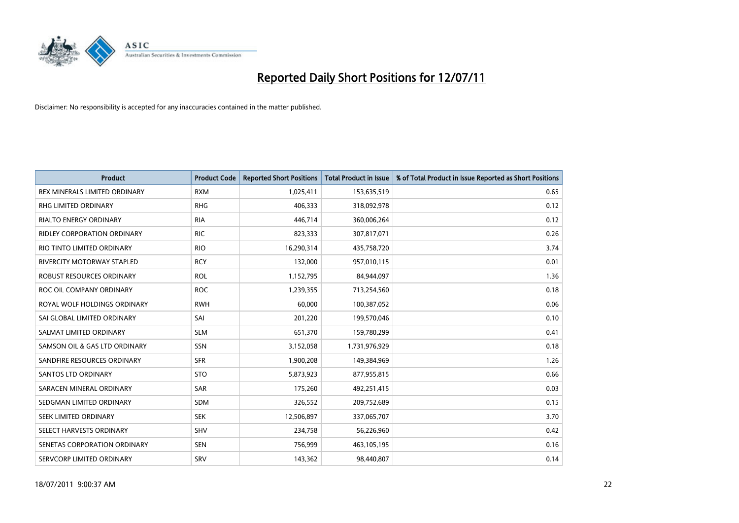# Reported Daily Short Positions for 12/07/11

Disclaimer: No responsibility is accepted for any inaccuracies contained in the matter published.

| Product | Product Code | Reported Short Positions | Total Product in Issue | % of Total Product in Issue Reported as Short Positions |
|---|---|---|---|---|
| REX MINERALS LIMITED ORDINARY | RXM | 1,025,411 | 153,635,519 | 0.65 |
| RHG LIMITED ORDINARY | RHG | 406,333 | 318,092,978 | 0.12 |
| RIALTO ENERGY ORDINARY | RIA | 446,714 | 360,006,264 | 0.12 |
| RIDLEY CORPORATION ORDINARY | RIC | 823,333 | 307,817,071 | 0.26 |
| RIO TINTO LIMITED ORDINARY | RIO | 16,290,314 | 435,758,720 | 3.74 |
| RIVERCITY MOTORWAY STAPLED | RCY | 132,000 | 957,010,115 | 0.01 |
| ROBUST RESOURCES ORDINARY | ROL | 1,152,795 | 84,944,097 | 1.36 |
| ROC OIL COMPANY ORDINARY | ROC | 1,239,355 | 713,254,560 | 0.18 |
| ROYAL WOLF HOLDINGS ORDINARY | RWH | 60,000 | 100,387,052 | 0.06 |
| SAI GLOBAL LIMITED ORDINARY | SAI | 201,220 | 199,570,046 | 0.10 |
| SALMAT LIMITED ORDINARY | SLM | 651,370 | 159,780,299 | 0.41 |
| SAMSON OIL & GAS LTD ORDINARY | SSN | 3,152,058 | 1,731,976,929 | 0.18 |
| SANDFIRE RESOURCES ORDINARY | SFR | 1,900,208 | 149,384,969 | 1.26 |
| SANTOS LTD ORDINARY | STO | 5,873,923 | 877,955,815 | 0.66 |
| SARACEN MINERAL ORDINARY | SAR | 175,260 | 492,251,415 | 0.03 |
| SEDGMAN LIMITED ORDINARY | SDM | 326,552 | 209,752,689 | 0.15 |
| SEEK LIMITED ORDINARY | SEK | 12,506,897 | 337,065,707 | 3.70 |
| SELECT HARVESTS ORDINARY | SHV | 234,758 | 56,226,960 | 0.42 |
| SENETAS CORPORATION ORDINARY | SEN | 756,999 | 463,105,195 | 0.16 |
| SERVCORP LIMITED ORDINARY | SRV | 143,362 | 98,440,807 | 0.14 |

18/07/2011 9:00:37 AM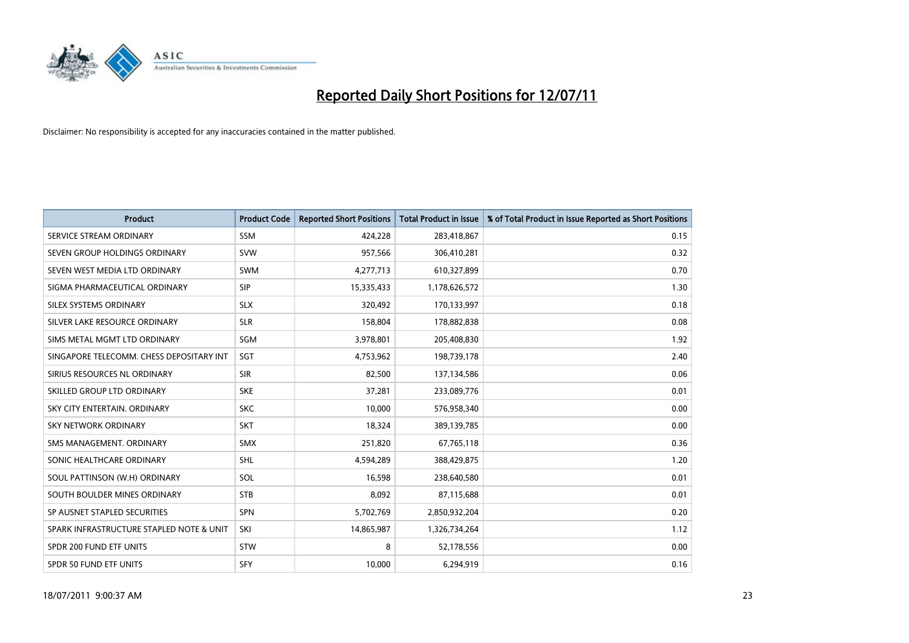# Reported Daily Short Positions for 12/07/11

Disclaimer: No responsibility is accepted for any inaccuracies contained in the matter published.

| Product | Product Code | Reported Short Positions | Total Product in Issue | % of Total Product in Issue Reported as Short Positions |
|---|---|---|---|---|
| SERVICE STREAM ORDINARY | SSM | 424,228 | 283,418,867 | 0.15 |
| SEVEN GROUP HOLDINGS ORDINARY | SVW | 957,566 | 306,410,281 | 0.32 |
| SEVEN WEST MEDIA LTD ORDINARY | SWM | 4,277,713 | 610,327,899 | 0.70 |
| SIGMA PHARMACEUTICAL ORDINARY | SIP | 15,335,433 | 1,178,626,572 | 1.30 |
| SILEX SYSTEMS ORDINARY | SLX | 320,492 | 170,133,997 | 0.18 |
| SILVER LAKE RESOURCE ORDINARY | SLR | 158,804 | 178,882,838 | 0.08 |
| SIMS METAL MGMT LTD ORDINARY | SGM | 3,978,801 | 205,408,830 | 1.92 |
| SINGAPORE TELECOMM. CHESS DEPOSITARY INT | SGT | 4,753,962 | 198,739,178 | 2.40 |
| SIRIUS RESOURCES NL ORDINARY | SIR | 82,500 | 137,134,586 | 0.06 |
| SKILLED GROUP LTD ORDINARY | SKE | 37,281 | 233,089,776 | 0.01 |
| SKY CITY ENTERTAIN. ORDINARY | SKC | 10,000 | 576,958,340 | 0.00 |
| SKY NETWORK ORDINARY | SKT | 18,324 | 389,139,785 | 0.00 |
| SMS MANAGEMENT. ORDINARY | SMX | 251,820 | 67,765,118 | 0.36 |
| SONIC HEALTHCARE ORDINARY | SHL | 4,594,289 | 388,429,875 | 1.20 |
| SOUL PATTINSON (W.H) ORDINARY | SOL | 16,598 | 238,640,580 | 0.01 |
| SOUTH BOULDER MINES ORDINARY | STB | 8,092 | 87,115,688 | 0.01 |
| SP AUSNET STAPLED SECURITIES | SPN | 5,702,769 | 2,850,932,204 | 0.20 |
| SPARK INFRASTRUCTURE STAPLED NOTE & UNIT | SKI | 14,865,987 | 1,326,734,264 | 1.12 |
| SPDR 200 FUND ETF UNITS | STW | 8 | 52,178,556 | 0.00 |
| SPDR 50 FUND ETF UNITS | SFY | 10,000 | 6,294,919 | 0.16 |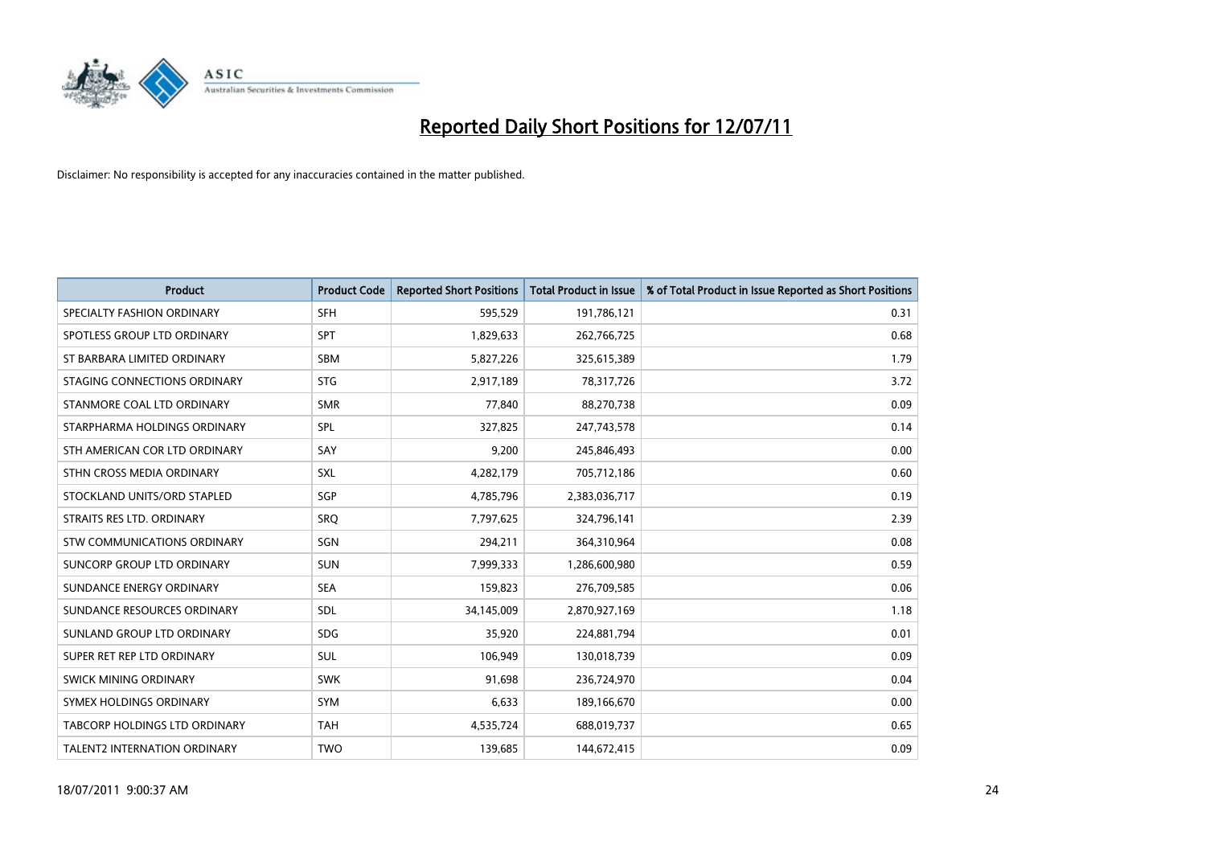# Reported Daily Short Positions for 12/07/11

Disclaimer: No responsibility is accepted for any inaccuracies contained in the matter published.

| Product | Product Code | Reported Short Positions | Total Product in Issue | % of Total Product in Issue Reported as Short Positions |
|---|---|---|---|---|
| SPECIALTY FASHION ORDINARY | SFH | 595,529 | 191,786,121 | 0.31 |
| SPOTLESS GROUP LTD ORDINARY | SPT | 1,829,633 | 262,766,725 | 0.68 |
| ST BARBARA LIMITED ORDINARY | SBM | 5,827,226 | 325,615,389 | 1.79 |
| STAGING CONNECTIONS ORDINARY | STG | 2,917,189 | 78,317,726 | 3.72 |
| STANMORE COAL LTD ORDINARY | SMR | 77,840 | 88,270,738 | 0.09 |
| STARPHARMA HOLDINGS ORDINARY | SPL | 327,825 | 247,743,578 | 0.14 |
| STH AMERICAN COR LTD ORDINARY | SAY | 9,200 | 245,846,493 | 0.00 |
| STHN CROSS MEDIA ORDINARY | SXL | 4,282,179 | 705,712,186 | 0.60 |
| STOCKLAND UNITS/ORD STAPLED | SGP | 4,785,796 | 2,383,036,717 | 0.19 |
| STRAITS RES LTD. ORDINARY | SRQ | 7,797,625 | 324,796,141 | 2.39 |
| STW COMMUNICATIONS ORDINARY | SGN | 294,211 | 364,310,964 | 0.08 |
| SUNCORP GROUP LTD ORDINARY | SUN | 7,999,333 | 1,286,600,980 | 0.59 |
| SUNDANCE ENERGY ORDINARY | SEA | 159,823 | 276,709,585 | 0.06 |
| SUNDANCE RESOURCES ORDINARY | SDL | 34,145,009 | 2,870,927,169 | 1.18 |
| SUNLAND GROUP LTD ORDINARY | SDG | 35,920 | 224,881,794 | 0.01 |
| SUPER RET REP LTD ORDINARY | SUL | 106,949 | 130,018,739 | 0.09 |
| SWICK MINING ORDINARY | SWK | 91,698 | 236,724,970 | 0.04 |
| SYMEX HOLDINGS ORDINARY | SYM | 6,633 | 189,166,670 | 0.00 |
| TABCORP HOLDINGS LTD ORDINARY | TAH | 4,535,724 | 688,019,737 | 0.65 |
| TALENT2 INTERNATION ORDINARY | TWO | 139,685 | 144,672,415 | 0.09 |

18/07/2011 9:00:37 AM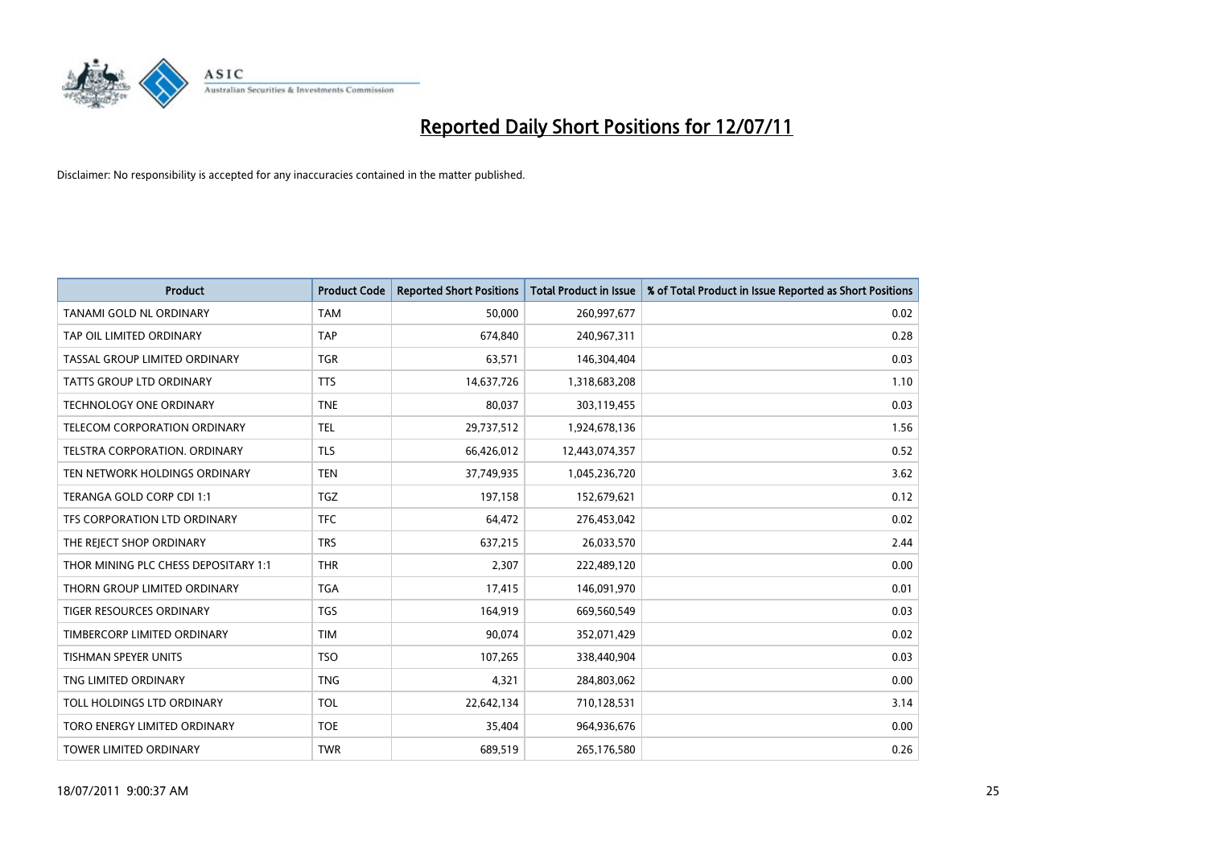# Reported Daily Short Positions for 12/07/11

Disclaimer: No responsibility is accepted for any inaccuracies contained in the matter published.

| Product | Product Code | Reported Short Positions | Total Product in Issue | % of Total Product in Issue Reported as Short Positions |
|---|---|---|---|---|
| TANAMI GOLD NL ORDINARY | TAM | 50,000 | 260,997,677 | 0.02 |
| TAP OIL LIMITED ORDINARY | TAP | 674,840 | 240,967,311 | 0.28 |
| TASSAL GROUP LIMITED ORDINARY | TGR | 63,571 | 146,304,404 | 0.03 |
| TATTS GROUP LTD ORDINARY | TTS | 14,637,726 | 1,318,683,208 | 1.10 |
| TECHNOLOGY ONE ORDINARY | TNE | 80,037 | 303,119,455 | 0.03 |
| TELECOM CORPORATION ORDINARY | TEL | 29,737,512 | 1,924,678,136 | 1.56 |
| TELSTRA CORPORATION. ORDINARY | TLS | 66,426,012 | 12,443,074,357 | 0.52 |
| TEN NETWORK HOLDINGS ORDINARY | TEN | 37,749,935 | 1,045,236,720 | 3.62 |
| TERANGA GOLD CORP CDI 1:1 | TGZ | 197,158 | 152,679,621 | 0.12 |
| TFS CORPORATION LTD ORDINARY | TFC | 64,472 | 276,453,042 | 0.02 |
| THE REJECT SHOP ORDINARY | TRS | 637,215 | 26,033,570 | 2.44 |
| THOR MINING PLC CHESS DEPOSITARY 1:1 | THR | 2,307 | 222,489,120 | 0.00 |
| THORN GROUP LIMITED ORDINARY | TGA | 17,415 | 146,091,970 | 0.01 |
| TIGER RESOURCES ORDINARY | TGS | 164,919 | 669,560,549 | 0.03 |
| TIMBERCORP LIMITED ORDINARY | TIM | 90,074 | 352,071,429 | 0.02 |
| TISHMAN SPEYER UNITS | TSO | 107,265 | 338,440,904 | 0.03 |
| TNG LIMITED ORDINARY | TNG | 4,321 | 284,803,062 | 0.00 |
| TOLL HOLDINGS LTD ORDINARY | TOL | 22,642,134 | 710,128,531 | 3.14 |
| TORO ENERGY LIMITED ORDINARY | TOE | 35,404 | 964,936,676 | 0.00 |
| TOWER LIMITED ORDINARY | TWR | 689,519 | 265,176,580 | 0.26 |

18/07/2011 9:00:37 AM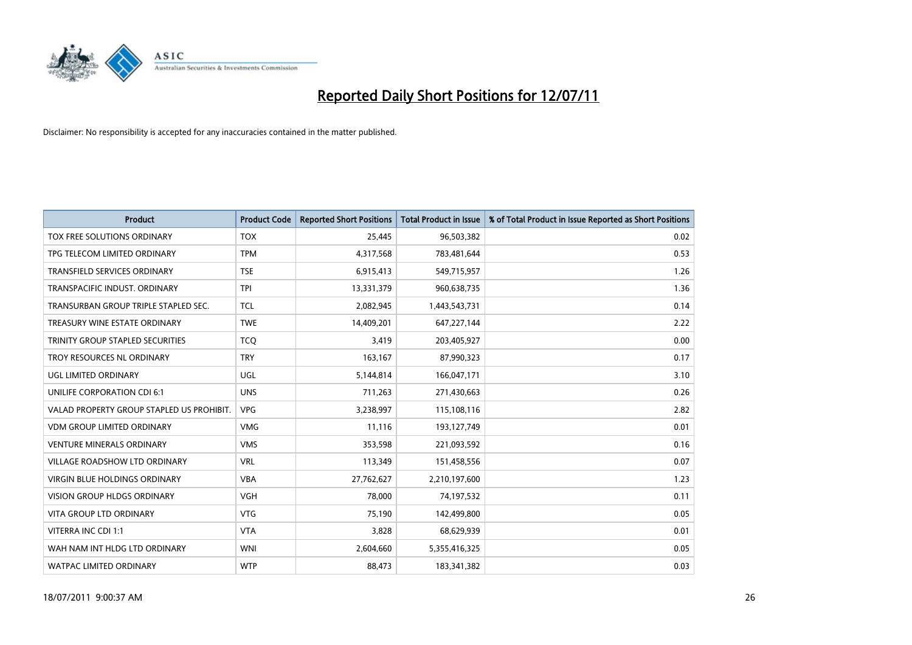# Reported Daily Short Positions for 12/07/11

Disclaimer: No responsibility is accepted for any inaccuracies contained in the matter published.

| Product | Product Code | Reported Short Positions | Total Product in Issue | % of Total Product in Issue Reported as Short Positions |
|---|---|---|---|---|
| TOX FREE SOLUTIONS ORDINARY | TOX | 25,445 | 96,503,382 | 0.02 |
| TPG TELECOM LIMITED ORDINARY | TPM | 4,317,568 | 783,481,644 | 0.53 |
| TRANSFIELD SERVICES ORDINARY | TSE | 6,915,413 | 549,715,957 | 1.26 |
| TRANSPACIFIC INDUST. ORDINARY | TPI | 13,331,379 | 960,638,735 | 1.36 |
| TRANSURBAN GROUP TRIPLE STAPLED SEC. | TCL | 2,082,945 | 1,443,543,731 | 0.14 |
| TREASURY WINE ESTATE ORDINARY | TWE | 14,409,201 | 647,227,144 | 2.22 |
| TRINITY GROUP STAPLED SECURITIES | TCQ | 3,419 | 203,405,927 | 0.00 |
| TROY RESOURCES NL ORDINARY | TRY | 163,167 | 87,990,323 | 0.17 |
| UGL LIMITED ORDINARY | UGL | 5,144,814 | 166,047,171 | 3.10 |
| UNILIFE CORPORATION CDI 6:1 | UNS | 711,263 | 271,430,663 | 0.26 |
| VALAD PROPERTY GROUP STAPLED US PROHIBIT. | VPG | 3,238,997 | 115,108,116 | 2.82 |
| VDM GROUP LIMITED ORDINARY | VMG | 11,116 | 193,127,749 | 0.01 |
| VENTURE MINERALS ORDINARY | VMS | 353,598 | 221,093,592 | 0.16 |
| VILLAGE ROADSHOW LTD ORDINARY | VRL | 113,349 | 151,458,556 | 0.07 |
| VIRGIN BLUE HOLDINGS ORDINARY | VBA | 27,762,627 | 2,210,197,600 | 1.23 |
| VISION GROUP HLDGS ORDINARY | VGH | 78,000 | 74,197,532 | 0.11 |
| VITA GROUP LTD ORDINARY | VTG | 75,190 | 142,499,800 | 0.05 |
| VITERRA INC CDI 1:1 | VTA | 3,828 | 68,629,939 | 0.01 |
| WAH NAM INT HLDG LTD ORDINARY | WNI | 2,604,660 | 5,355,416,325 | 0.05 |
| WATPAC LIMITED ORDINARY | WTP | 88,473 | 183,341,382 | 0.03 |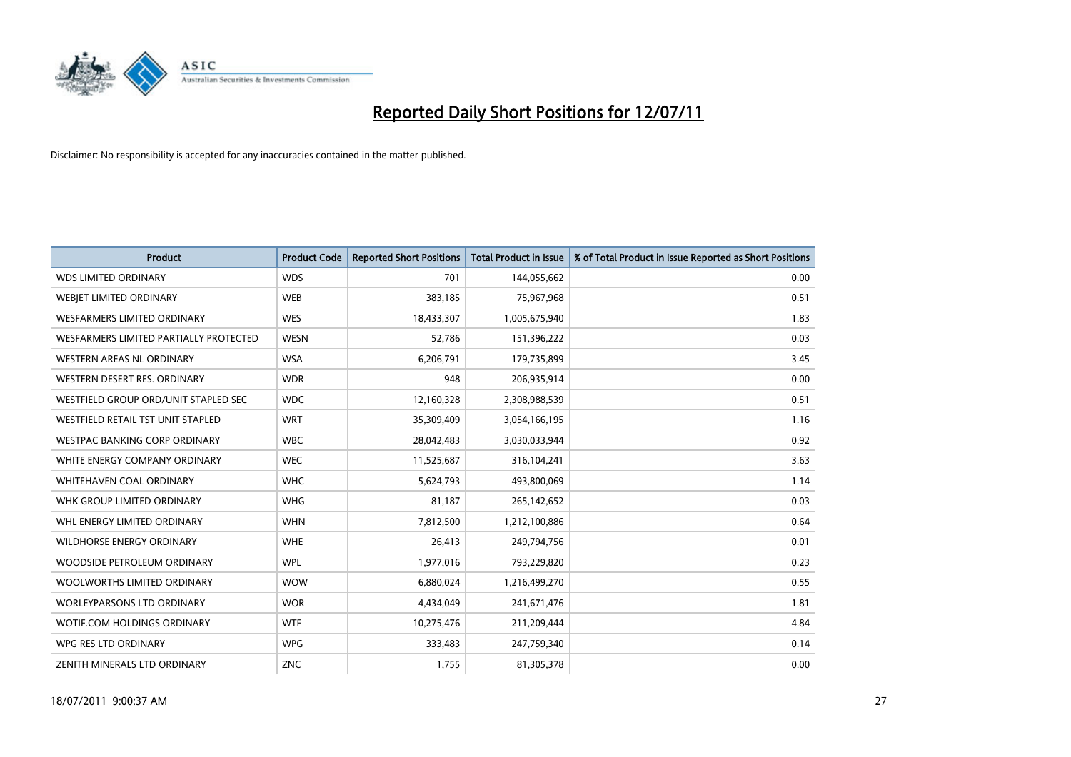# Reported Daily Short Positions for 12/07/11

Disclaimer: No responsibility is accepted for any inaccuracies contained in the matter published.

| Product | Product Code | Reported Short Positions | Total Product in Issue | % of Total Product in Issue Reported as Short Positions |
|---|---|---|---|---|
| WDS LIMITED ORDINARY | WDS | 701 | 144,055,662 | 0.00 |
| WEBJET LIMITED ORDINARY | WEB | 383,185 | 75,967,968 | 0.51 |
| WESFARMERS LIMITED ORDINARY | WES | 18,433,307 | 1,005,675,940 | 1.83 |
| WESFARMERS LIMITED PARTIALLY PROTECTED | WESN | 52,786 | 151,396,222 | 0.03 |
| WESTERN AREAS NL ORDINARY | WSA | 6,206,791 | 179,735,899 | 3.45 |
| WESTERN DESERT RES. ORDINARY | WDR | 948 | 206,935,914 | 0.00 |
| WESTFIELD GROUP ORD/UNIT STAPLED SEC | WDC | 12,160,328 | 2,308,988,539 | 0.51 |
| WESTFIELD RETAIL TST UNIT STAPLED | WRT | 35,309,409 | 3,054,166,195 | 1.16 |
| WESTPAC BANKING CORP ORDINARY | WBC | 28,042,483 | 3,030,033,944 | 0.92 |
| WHITE ENERGY COMPANY ORDINARY | WEC | 11,525,687 | 316,104,241 | 3.63 |
| WHITEHAVEN COAL ORDINARY | WHC | 5,624,793 | 493,800,069 | 1.14 |
| WHK GROUP LIMITED ORDINARY | WHG | 81,187 | 265,142,652 | 0.03 |
| WHL ENERGY LIMITED ORDINARY | WHN | 7,812,500 | 1,212,100,886 | 0.64 |
| WILDHORSE ENERGY ORDINARY | WHE | 26,413 | 249,794,756 | 0.01 |
| WOODSIDE PETROLEUM ORDINARY | WPL | 1,977,016 | 793,229,820 | 0.23 |
| WOOLWORTHS LIMITED ORDINARY | WOW | 6,880,024 | 1,216,499,270 | 0.55 |
| WORLEYPARSONS LTD ORDINARY | WOR | 4,434,049 | 241,671,476 | 1.81 |
| WOTIF.COM HOLDINGS ORDINARY | WTF | 10,275,476 | 211,209,444 | 4.84 |
| WPG RES LTD ORDINARY | WPG | 333,483 | 247,759,340 | 0.14 |
| ZENITH MINERALS LTD ORDINARY | ZNC | 1,755 | 81,305,378 | 0.00 |